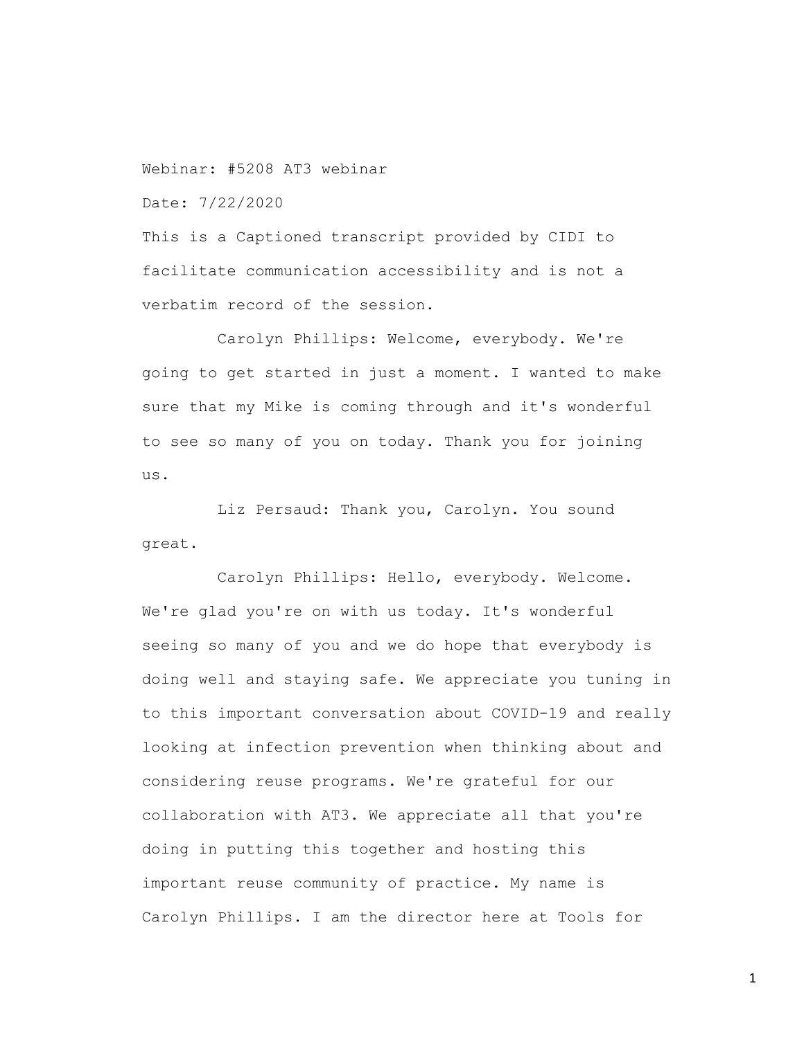Webinar: #5208 AT3 webinar

Date: 7/22/2020

This is a Captioned transcript provided by CIDI to facilitate communication accessibility and is not a verbatim record of the session.

Carolyn Phillips: Welcome, everybody. We're going to get started in just a moment. I wanted to make sure that my Mike is coming through and it's wonderful to see so many of you on today. Thank you for joining us.

Liz Persaud: Thank you, Carolyn. You sound great.

Carolyn Phillips: Hello, everybody. Welcome. We're glad you're on with us today. It's wonderful seeing so many of you and we do hope that everybody is doing well and staying safe. We appreciate you tuning in to this important conversation about COVID-19 and really looking at infection prevention when thinking about and considering reuse programs. We're grateful for our collaboration with AT3. We appreciate all that you're doing in putting this together and hosting this important reuse community of practice. My name is Carolyn Phillips. I am the director here at Tools for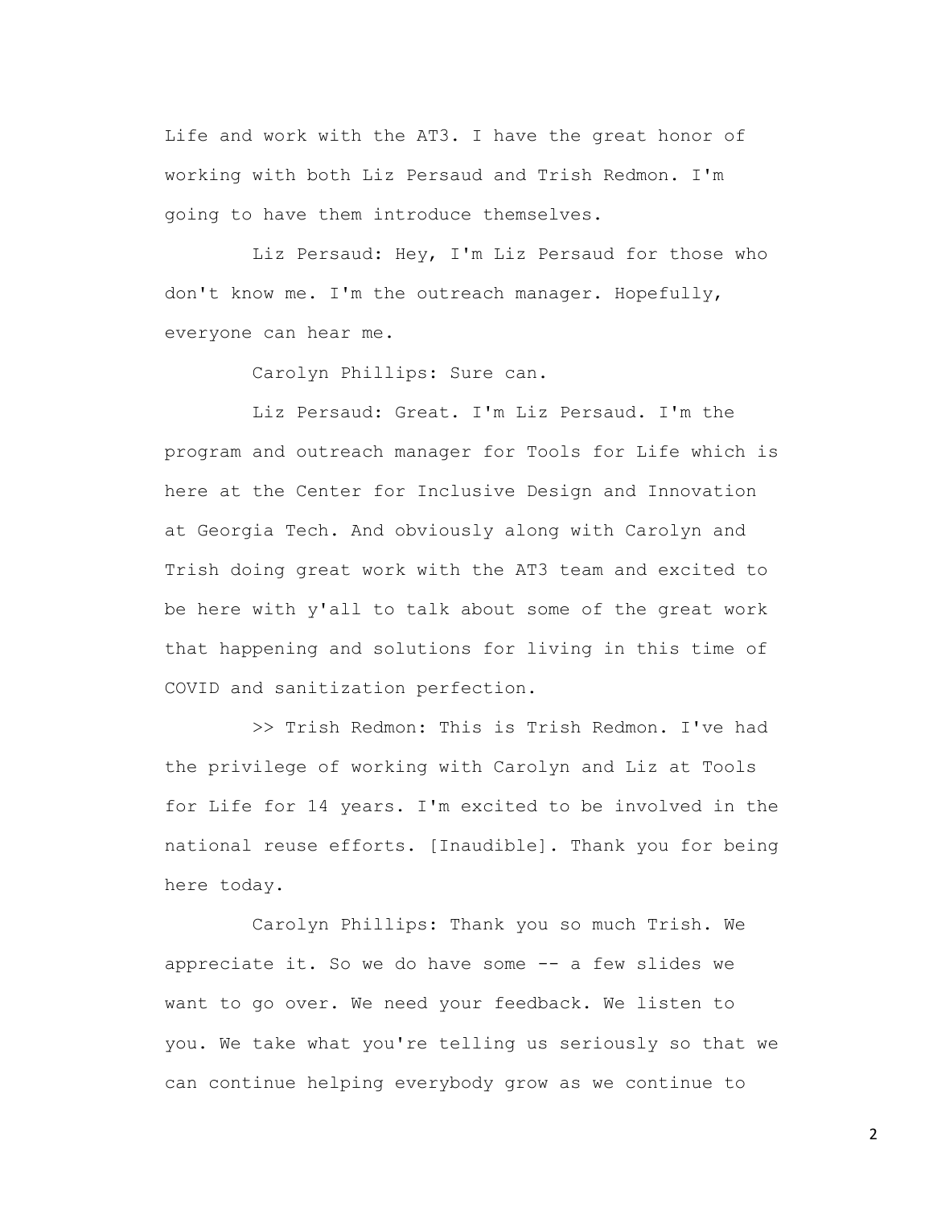Life and work with the AT3. I have the great honor of working with both Liz Persaud and Trish Redmon. I'm going to have them introduce themselves.

Liz Persaud: Hey, I'm Liz Persaud for those who don't know me. I'm the outreach manager. Hopefully, everyone can hear me.

Carolyn Phillips: Sure can.

Liz Persaud: Great. I'm Liz Persaud. I'm the program and outreach manager for Tools for Life which is here at the Center for Inclusive Design and Innovation at Georgia Tech. And obviously along with Carolyn and Trish doing great work with the AT3 team and excited to be here with y'all to talk about some of the great work that happening and solutions for living in this time of COVID and sanitization perfection.

>> Trish Redmon: This is Trish Redmon. I've had the privilege of working with Carolyn and Liz at Tools for Life for 14 years. I'm excited to be involved in the national reuse efforts. [Inaudible]. Thank you for being here today.

Carolyn Phillips: Thank you so much Trish. We appreciate it. So we do have some -- a few slides we want to go over. We need your feedback. We listen to you. We take what you're telling us seriously so that we can continue helping everybody grow as we continue to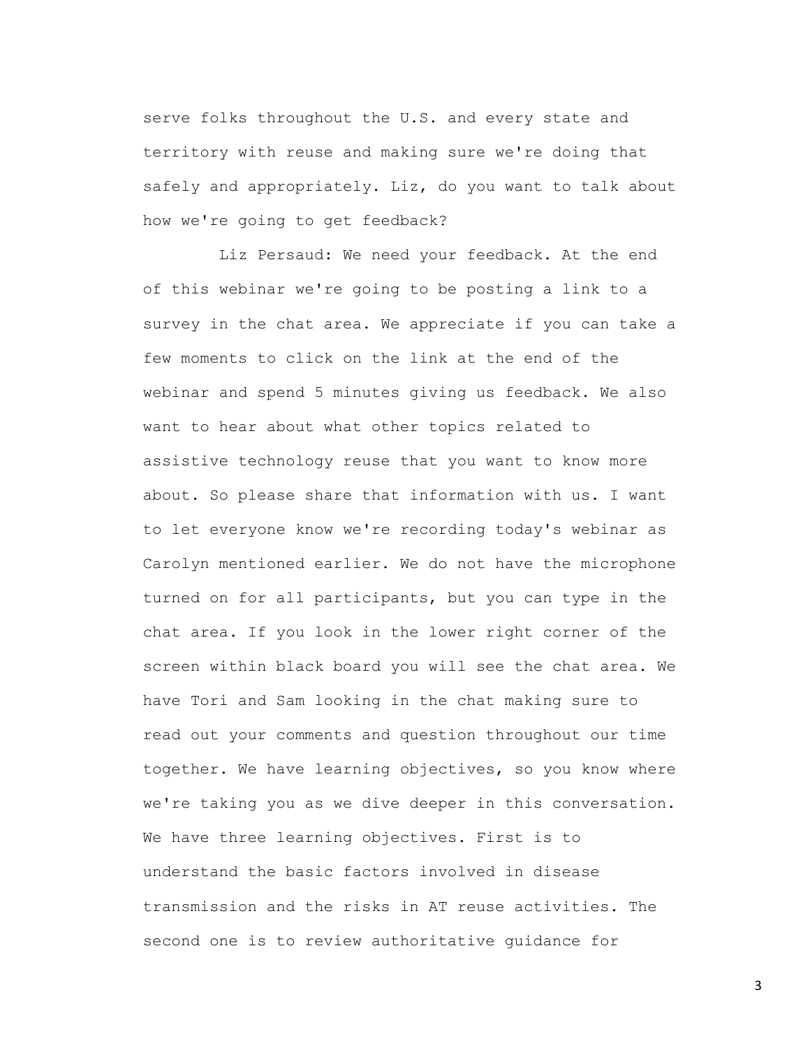serve folks throughout the U.S. and every state and territory with reuse and making sure we're doing that safely and appropriately. Liz, do you want to talk about how we're going to get feedback?

Liz Persaud: We need your feedback. At the end of this webinar we're going to be posting a link to a survey in the chat area. We appreciate if you can take a few moments to click on the link at the end of the webinar and spend 5 minutes giving us feedback. We also want to hear about what other topics related to assistive technology reuse that you want to know more about. So please share that information with us. I want to let everyone know we're recording today's webinar as Carolyn mentioned earlier. We do not have the microphone turned on for all participants, but you can type in the chat area. If you look in the lower right corner of the screen within black board you will see the chat area. We have Tori and Sam looking in the chat making sure to read out your comments and question throughout our time together. We have learning objectives, so you know where we're taking you as we dive deeper in this conversation. We have three learning objectives. First is to understand the basic factors involved in disease transmission and the risks in AT reuse activities. The second one is to review authoritative guidance for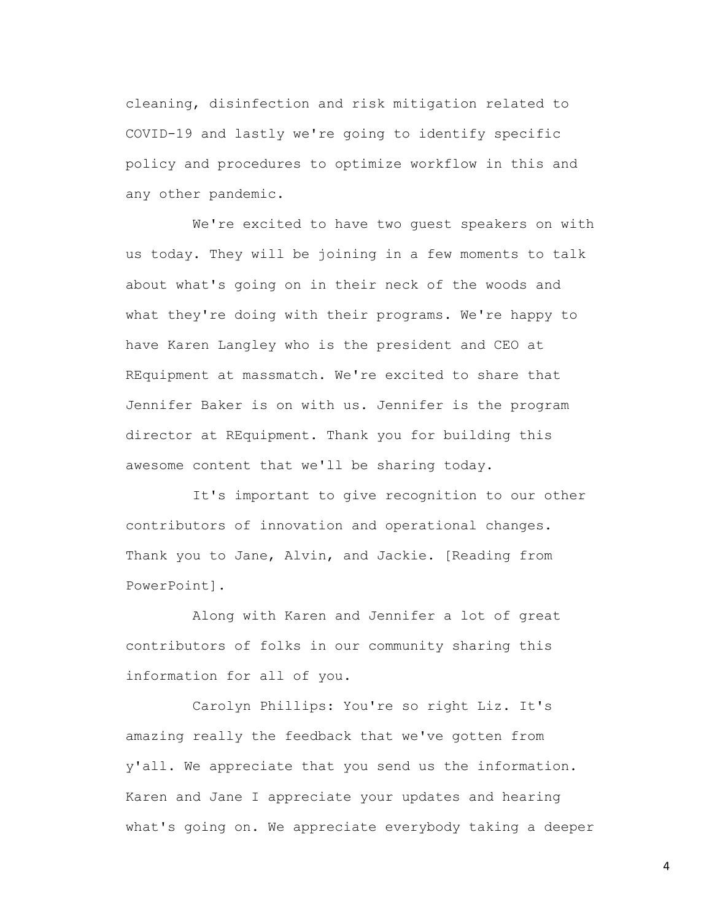cleaning, disinfection and risk mitigation related to COVID-19 and lastly we're going to identify specific policy and procedures to optimize workflow in this and any other pandemic.

We're excited to have two guest speakers on with us today. They will be joining in a few moments to talk about what's going on in their neck of the woods and what they're doing with their programs. We're happy to have Karen Langley who is the president and CEO at REquipment at massmatch. We're excited to share that Jennifer Baker is on with us. Jennifer is the program director at REquipment. Thank you for building this awesome content that we'll be sharing today.

It's important to give recognition to our other contributors of innovation and operational changes. Thank you to Jane, Alvin, and Jackie. [Reading from PowerPoint].

Along with Karen and Jennifer a lot of great contributors of folks in our community sharing this information for all of you.

Carolyn Phillips: You're so right Liz. It's amazing really the feedback that we've gotten from y'all. We appreciate that you send us the information. Karen and Jane I appreciate your updates and hearing what's going on. We appreciate everybody taking a deeper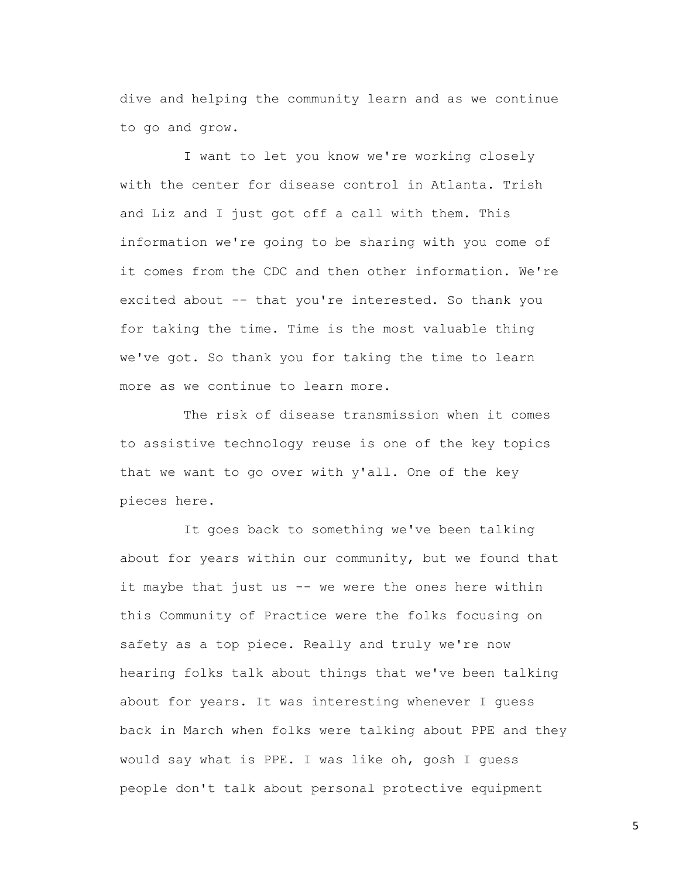dive and helping the community learn and as we continue to go and grow.

I want to let you know we're working closely with the center for disease control in Atlanta. Trish and Liz and I just got off a call with them. This information we're going to be sharing with you come of it comes from the CDC and then other information. We're excited about -- that you're interested. So thank you for taking the time. Time is the most valuable thing we've got. So thank you for taking the time to learn more as we continue to learn more.

The risk of disease transmission when it comes to assistive technology reuse is one of the key topics that we want to go over with y'all. One of the key pieces here.

It goes back to something we've been talking about for years within our community, but we found that it maybe that just us -- we were the ones here within this Community of Practice were the folks focusing on safety as a top piece. Really and truly we're now hearing folks talk about things that we've been talking about for years. It was interesting whenever I guess back in March when folks were talking about PPE and they would say what is PPE. I was like oh, gosh I guess people don't talk about personal protective equipment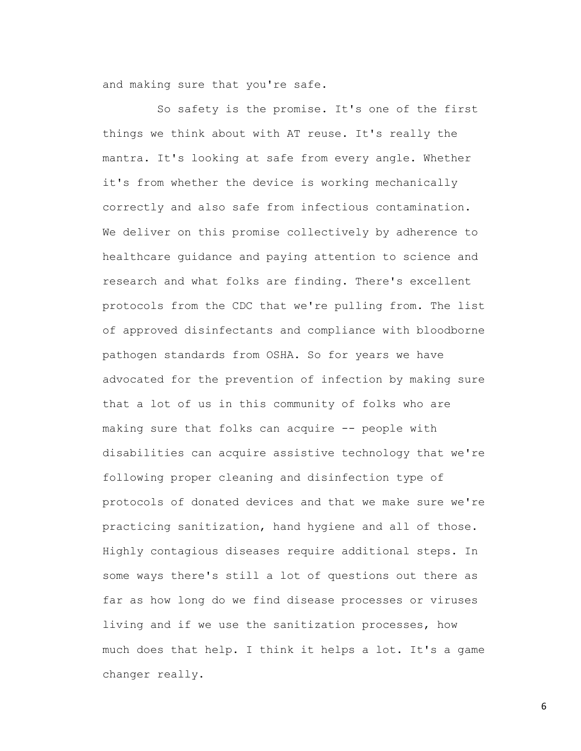and making sure that you're safe.

So safety is the promise. It's one of the first things we think about with AT reuse. It's really the mantra. It's looking at safe from every angle. Whether it's from whether the device is working mechanically correctly and also safe from infectious contamination. We deliver on this promise collectively by adherence to healthcare guidance and paying attention to science and research and what folks are finding. There's excellent protocols from the CDC that we're pulling from. The list of approved disinfectants and compliance with bloodborne pathogen standards from OSHA. So for years we have advocated for the prevention of infection by making sure that a lot of us in this community of folks who are making sure that folks can acquire -- people with disabilities can acquire assistive technology that we're following proper cleaning and disinfection type of protocols of donated devices and that we make sure we're practicing sanitization, hand hygiene and all of those. Highly contagious diseases require additional steps. In some ways there's still a lot of questions out there as far as how long do we find disease processes or viruses living and if we use the sanitization processes, how much does that help. I think it helps a lot. It's a game changer really.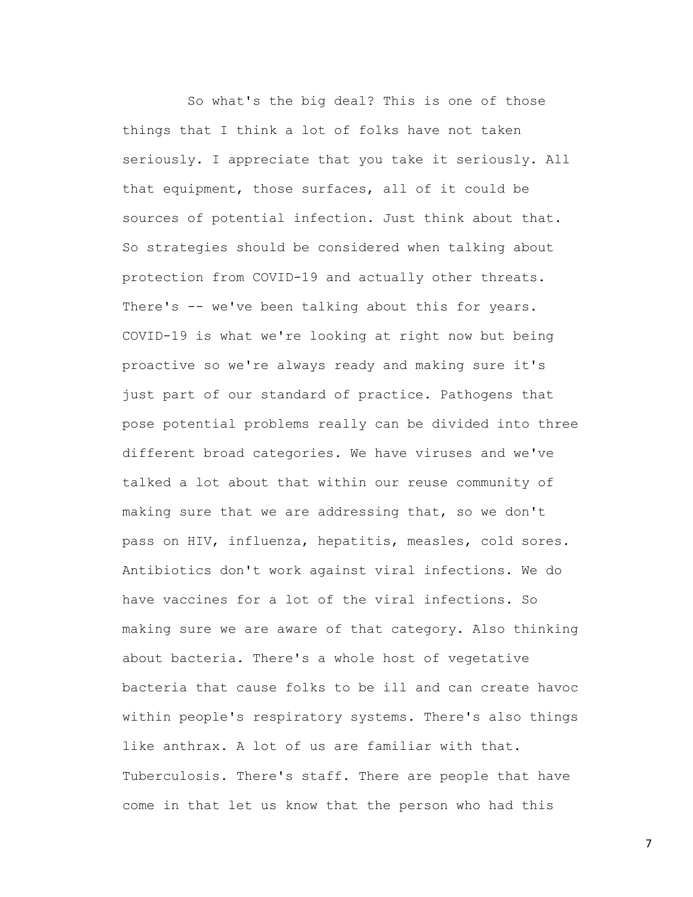So what's the big deal? This is one of those things that I think a lot of folks have not taken seriously. I appreciate that you take it seriously. All that equipment, those surfaces, all of it could be sources of potential infection. Just think about that. So strategies should be considered when talking about protection from COVID-19 and actually other threats. There's -- we've been talking about this for years. COVID-19 is what we're looking at right now but being proactive so we're always ready and making sure it's just part of our standard of practice. Pathogens that pose potential problems really can be divided into three different broad categories. We have viruses and we've talked a lot about that within our reuse community of making sure that we are addressing that, so we don't pass on HIV, influenza, hepatitis, measles, cold sores. Antibiotics don't work against viral infections. We do have vaccines for a lot of the viral infections. So making sure we are aware of that category. Also thinking about bacteria. There's a whole host of vegetative bacteria that cause folks to be ill and can create havoc within people's respiratory systems. There's also things like anthrax. A lot of us are familiar with that. Tuberculosis. There's staff. There are people that have come in that let us know that the person who had this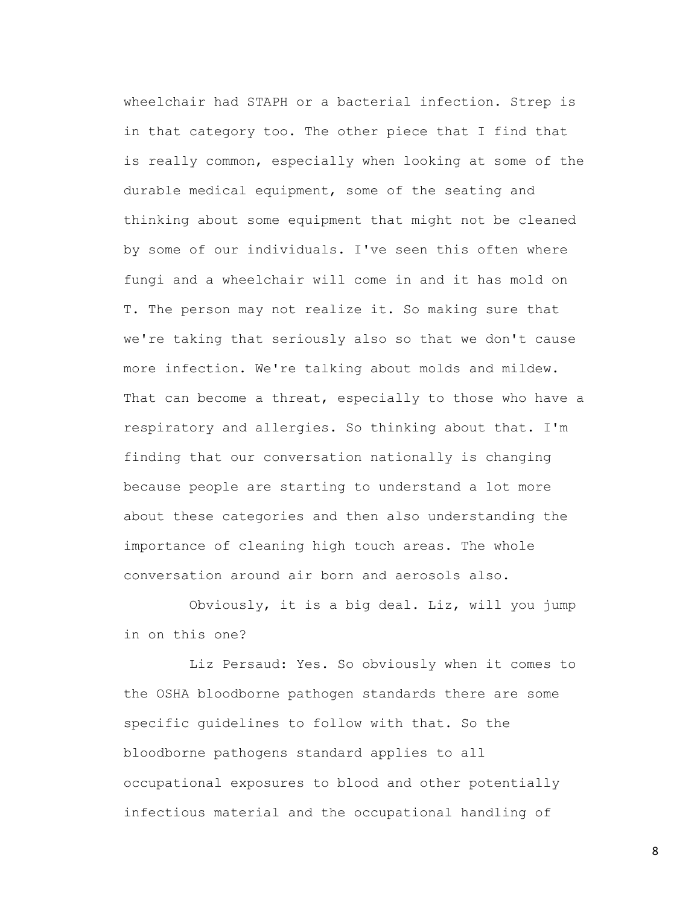wheelchair had STAPH or a bacterial infection. Strep is in that category too. The other piece that I find that is really common, especially when looking at some of the durable medical equipment, some of the seating and thinking about some equipment that might not be cleaned by some of our individuals. I've seen this often where fungi and a wheelchair will come in and it has mold on T. The person may not realize it. So making sure that we're taking that seriously also so that we don't cause more infection. We're talking about molds and mildew. That can become a threat, especially to those who have a respiratory and allergies. So thinking about that. I'm finding that our conversation nationally is changing because people are starting to understand a lot more about these categories and then also understanding the importance of cleaning high touch areas. The whole conversation around air born and aerosols also.

Obviously, it is a big deal. Liz, will you jump in on this one?

Liz Persaud: Yes. So obviously when it comes to the OSHA bloodborne pathogen standards there are some specific guidelines to follow with that. So the bloodborne pathogens standard applies to all occupational exposures to blood and other potentially infectious material and the occupational handling of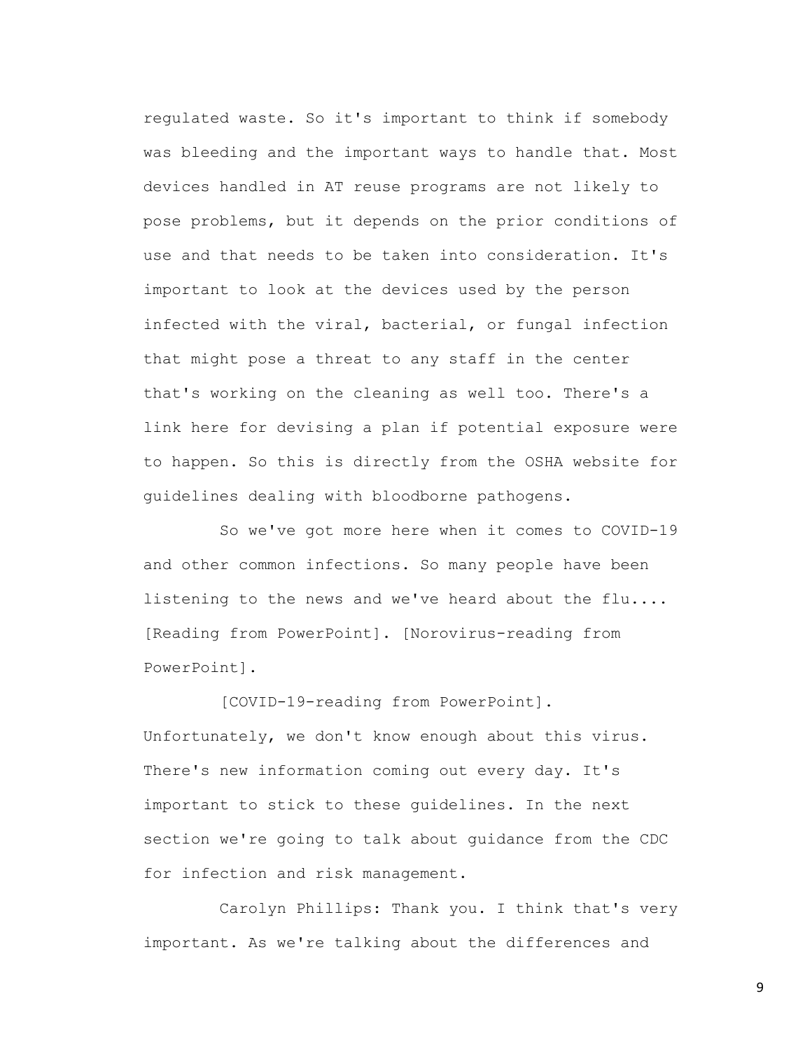regulated waste. So it's important to think if somebody was bleeding and the important ways to handle that. Most devices handled in AT reuse programs are not likely to pose problems, but it depends on the prior conditions of use and that needs to be taken into consideration. It's important to look at the devices used by the person infected with the viral, bacterial, or fungal infection that might pose a threat to any staff in the center that's working on the cleaning as well too. There's a link here for devising a plan if potential exposure were to happen. So this is directly from the OSHA website for guidelines dealing with bloodborne pathogens.

So we've got more here when it comes to COVID-19 and other common infections. So many people have been listening to the news and we've heard about the flu.... [Reading from PowerPoint]. [Norovirus-reading from PowerPoint].

[COVID-19-reading from PowerPoint]. Unfortunately, we don't know enough about this virus. There's new information coming out every day. It's important to stick to these guidelines. In the next section we're going to talk about guidance from the CDC for infection and risk management.

Carolyn Phillips: Thank you. I think that's very important. As we're talking about the differences and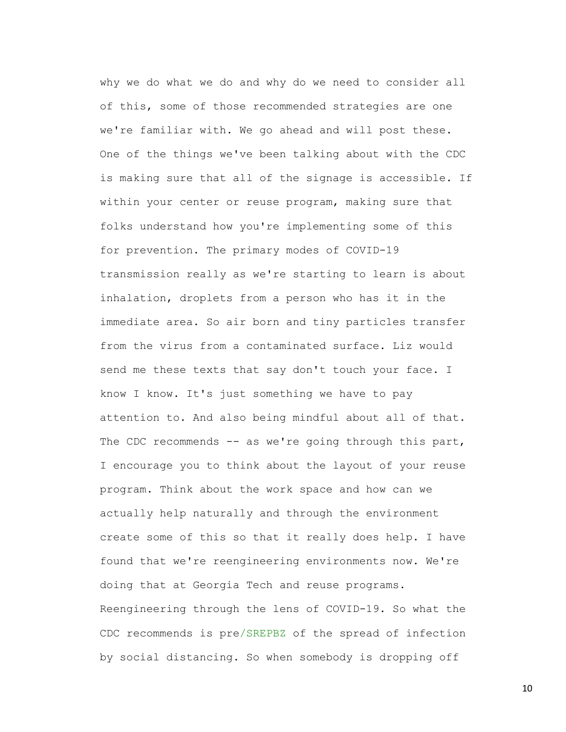why we do what we do and why do we need to consider all of this, some of those recommended strategies are one we're familiar with. We go ahead and will post these. One of the things we've been talking about with the CDC is making sure that all of the signage is accessible. If within your center or reuse program, making sure that folks understand how you're implementing some of this for prevention. The primary modes of COVID-19 transmission really as we're starting to learn is about inhalation, droplets from a person who has it in the immediate area. So air born and tiny particles transfer from the virus from a contaminated surface. Liz would send me these texts that say don't touch your face. I know I know. It's just something we have to pay attention to. And also being mindful about all of that. The CDC recommends -- as we're going through this part, I encourage you to think about the layout of your reuse program. Think about the work space and how can we actually help naturally and through the environment create some of this so that it really does help. I have found that we're reengineering environments now. We're doing that at Georgia Tech and reuse programs. Reengineering through the lens of COVID-19. So what the CDC recommends is pre/SREPBZ of the spread of infection by social distancing. So when somebody is dropping off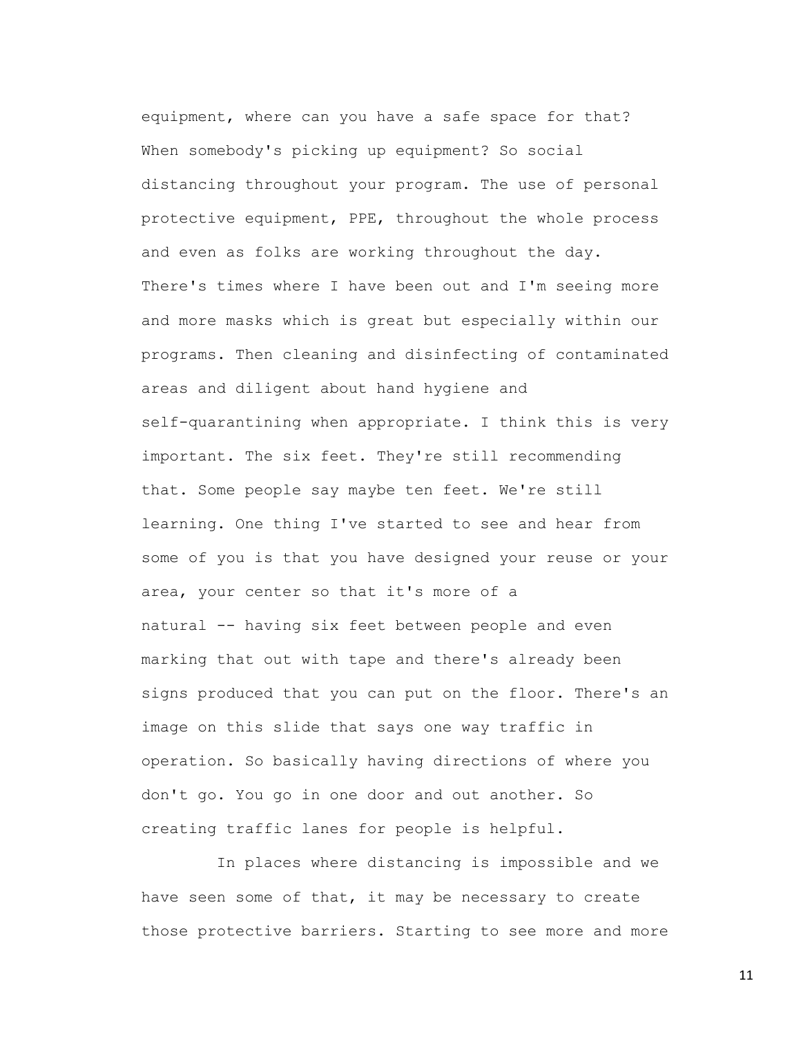equipment, where can you have a safe space for that? When somebody's picking up equipment? So social distancing throughout your program. The use of personal protective equipment, PPE, throughout the whole process and even as folks are working throughout the day. There's times where I have been out and I'm seeing more and more masks which is great but especially within our programs. Then cleaning and disinfecting of contaminated areas and diligent about hand hygiene and self-quarantining when appropriate. I think this is very important. The six feet. They're still recommending that. Some people say maybe ten feet. We're still learning. One thing I've started to see and hear from some of you is that you have designed your reuse or your area, your center so that it's more of a natural -- having six feet between people and even marking that out with tape and there's already been signs produced that you can put on the floor. There's an image on this slide that says one way traffic in operation. So basically having directions of where you don't go. You go in one door and out another. So creating traffic lanes for people is helpful.

In places where distancing is impossible and we have seen some of that, it may be necessary to create those protective barriers. Starting to see more and more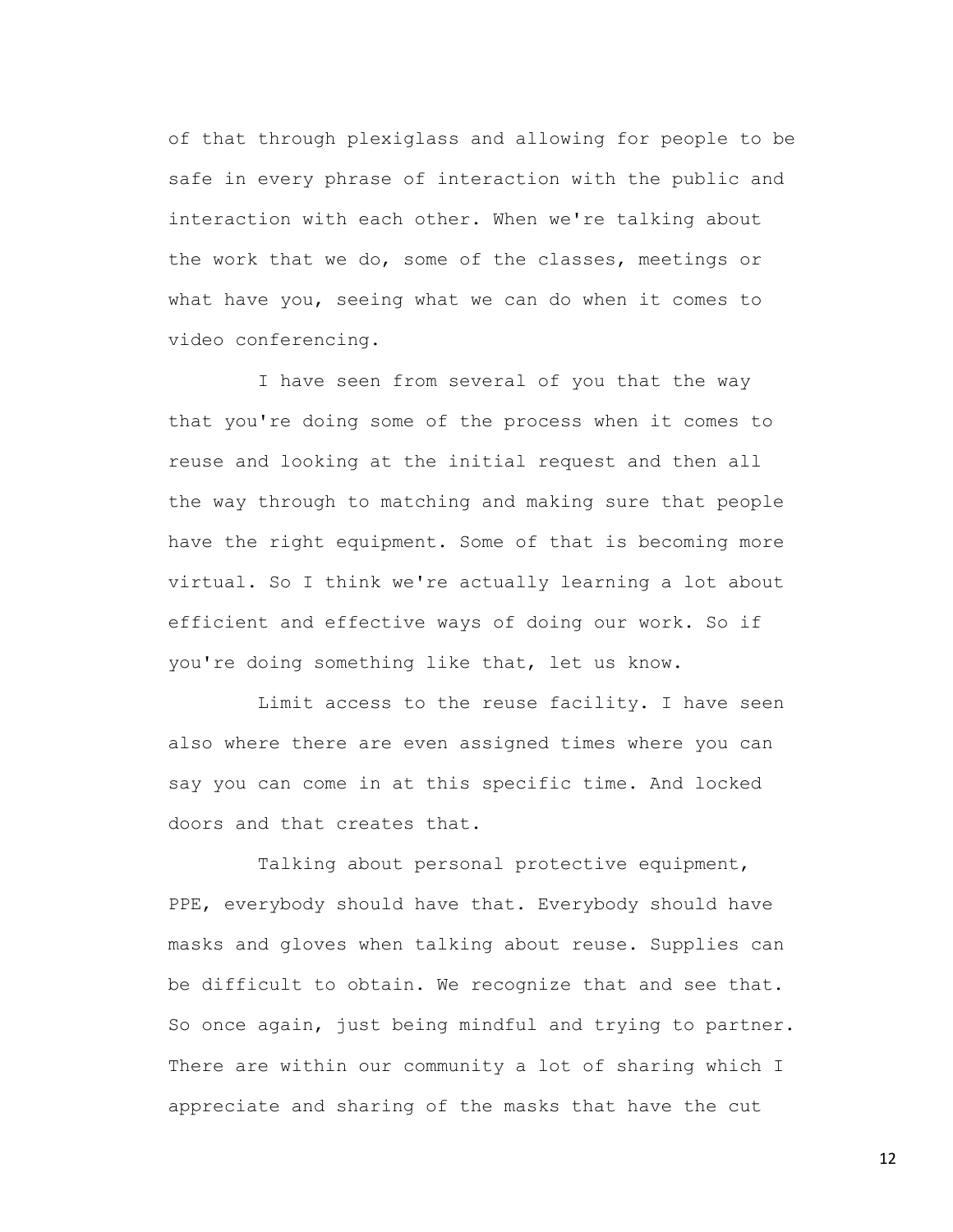of that through plexiglass and allowing for people to be safe in every phrase of interaction with the public and interaction with each other. When we're talking about the work that we do, some of the classes, meetings or what have you, seeing what we can do when it comes to video conferencing.

I have seen from several of you that the way that you're doing some of the process when it comes to reuse and looking at the initial request and then all the way through to matching and making sure that people have the right equipment. Some of that is becoming more virtual. So I think we're actually learning a lot about efficient and effective ways of doing our work. So if you're doing something like that, let us know.

Limit access to the reuse facility. I have seen also where there are even assigned times where you can say you can come in at this specific time. And locked doors and that creates that.

Talking about personal protective equipment, PPE, everybody should have that. Everybody should have masks and gloves when talking about reuse. Supplies can be difficult to obtain. We recognize that and see that. So once again, just being mindful and trying to partner. There are within our community a lot of sharing which I appreciate and sharing of the masks that have the cut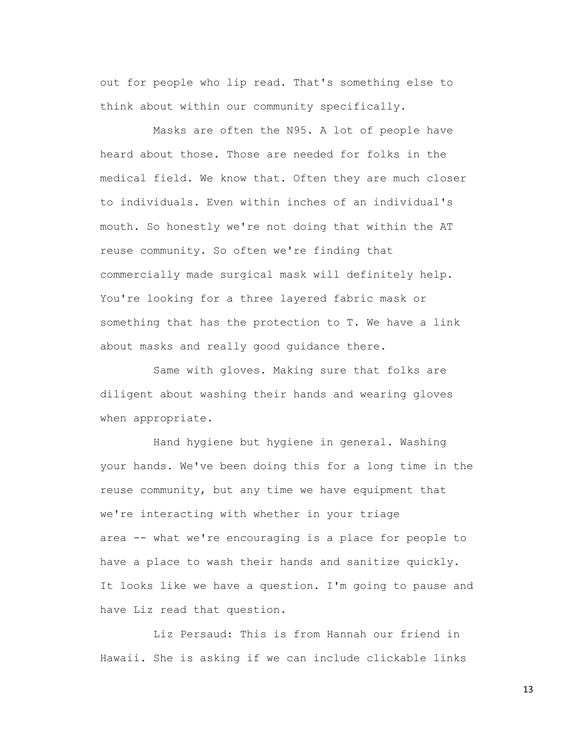out for people who lip read. That's something else to think about within our community specifically.

Masks are often the N95. A lot of people have heard about those. Those are needed for folks in the medical field. We know that. Often they are much closer to individuals. Even within inches of an individual's mouth. So honestly we're not doing that within the AT reuse community. So often we're finding that commercially made surgical mask will definitely help. You're looking for a three layered fabric mask or something that has the protection to T. We have a link about masks and really good guidance there.

Same with gloves. Making sure that folks are diligent about washing their hands and wearing gloves when appropriate.

Hand hygiene but hygiene in general. Washing your hands. We've been doing this for a long time in the reuse community, but any time we have equipment that we're interacting with whether in your triage area -- what we're encouraging is a place for people to have a place to wash their hands and sanitize quickly. It looks like we have a question. I'm going to pause and have Liz read that question.

Liz Persaud: This is from Hannah our friend in Hawaii. She is asking if we can include clickable links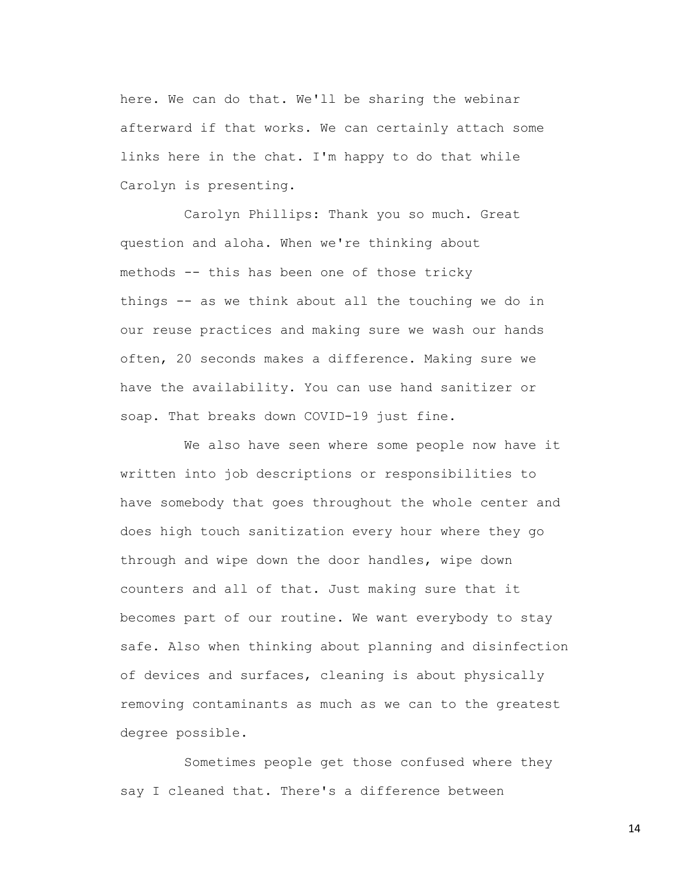here. We can do that. We'll be sharing the webinar afterward if that works. We can certainly attach some links here in the chat. I'm happy to do that while Carolyn is presenting.

Carolyn Phillips: Thank you so much. Great question and aloha. When we're thinking about methods -- this has been one of those tricky things -- as we think about all the touching we do in our reuse practices and making sure we wash our hands often, 20 seconds makes a difference. Making sure we have the availability. You can use hand sanitizer or soap. That breaks down COVID-19 just fine.

We also have seen where some people now have it written into job descriptions or responsibilities to have somebody that goes throughout the whole center and does high touch sanitization every hour where they go through and wipe down the door handles, wipe down counters and all of that. Just making sure that it becomes part of our routine. We want everybody to stay safe. Also when thinking about planning and disinfection of devices and surfaces, cleaning is about physically removing contaminants as much as we can to the greatest degree possible.

Sometimes people get those confused where they say I cleaned that. There's a difference between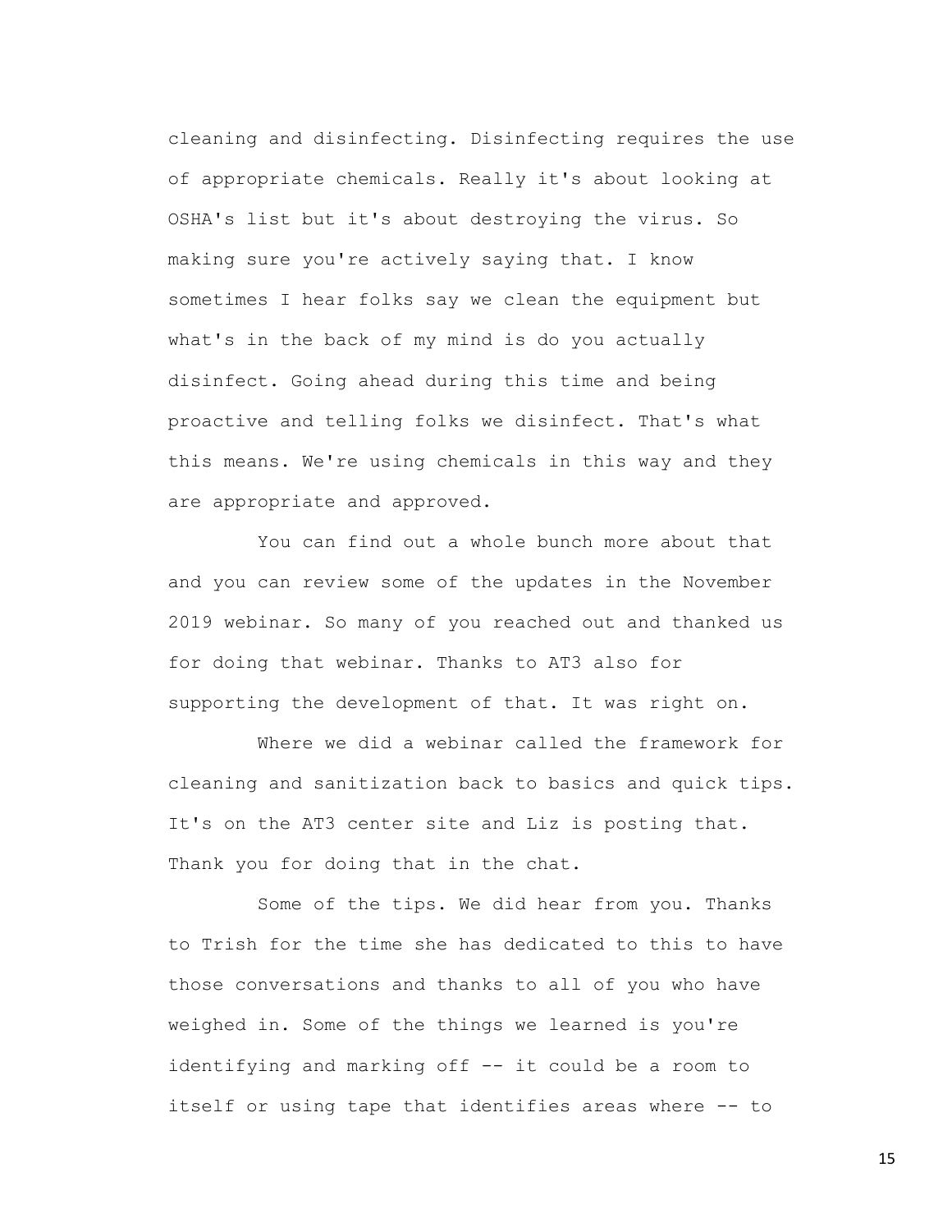cleaning and disinfecting. Disinfecting requires the use of appropriate chemicals. Really it's about looking at OSHA's list but it's about destroying the virus. So making sure you're actively saying that. I know sometimes I hear folks say we clean the equipment but what's in the back of my mind is do you actually disinfect. Going ahead during this time and being proactive and telling folks we disinfect. That's what this means. We're using chemicals in this way and they are appropriate and approved.

You can find out a whole bunch more about that and you can review some of the updates in the November 2019 webinar. So many of you reached out and thanked us for doing that webinar. Thanks to AT3 also for supporting the development of that. It was right on.

Where we did a webinar called the framework for cleaning and sanitization back to basics and quick tips. It's on the AT3 center site and Liz is posting that. Thank you for doing that in the chat.

Some of the tips. We did hear from you. Thanks to Trish for the time she has dedicated to this to have those conversations and thanks to all of you who have weighed in. Some of the things we learned is you're identifying and marking off -- it could be a room to itself or using tape that identifies areas where -- to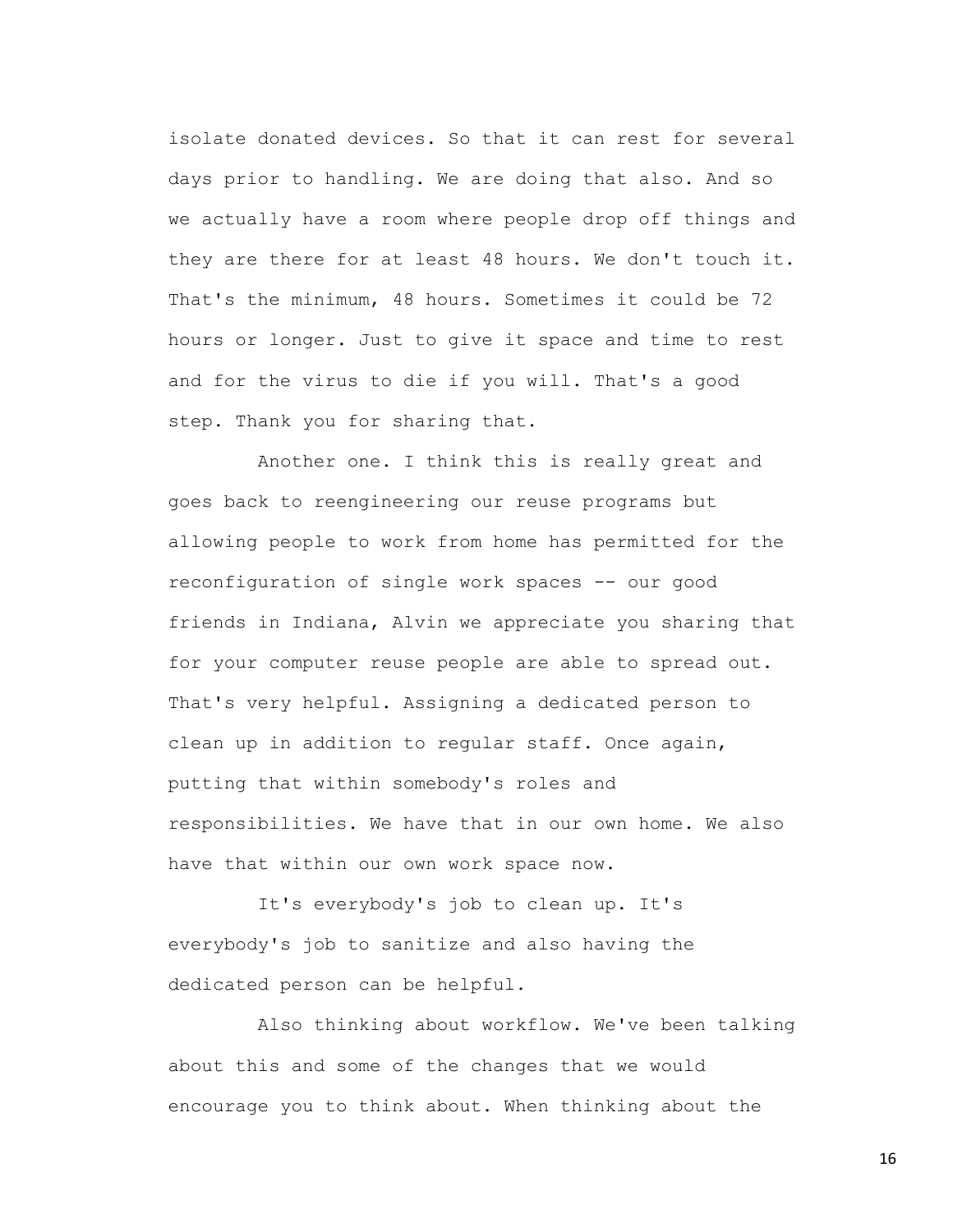isolate donated devices. So that it can rest for several days prior to handling. We are doing that also. And so we actually have a room where people drop off things and they are there for at least 48 hours. We don't touch it. That's the minimum, 48 hours. Sometimes it could be 72 hours or longer. Just to give it space and time to rest and for the virus to die if you will. That's a good step. Thank you for sharing that.

Another one. I think this is really great and goes back to reengineering our reuse programs but allowing people to work from home has permitted for the reconfiguration of single work spaces -- our good friends in Indiana, Alvin we appreciate you sharing that for your computer reuse people are able to spread out. That's very helpful. Assigning a dedicated person to clean up in addition to regular staff. Once again, putting that within somebody's roles and responsibilities. We have that in our own home. We also have that within our own work space now.

It's everybody's job to clean up. It's everybody's job to sanitize and also having the dedicated person can be helpful.

Also thinking about workflow. We've been talking about this and some of the changes that we would encourage you to think about. When thinking about the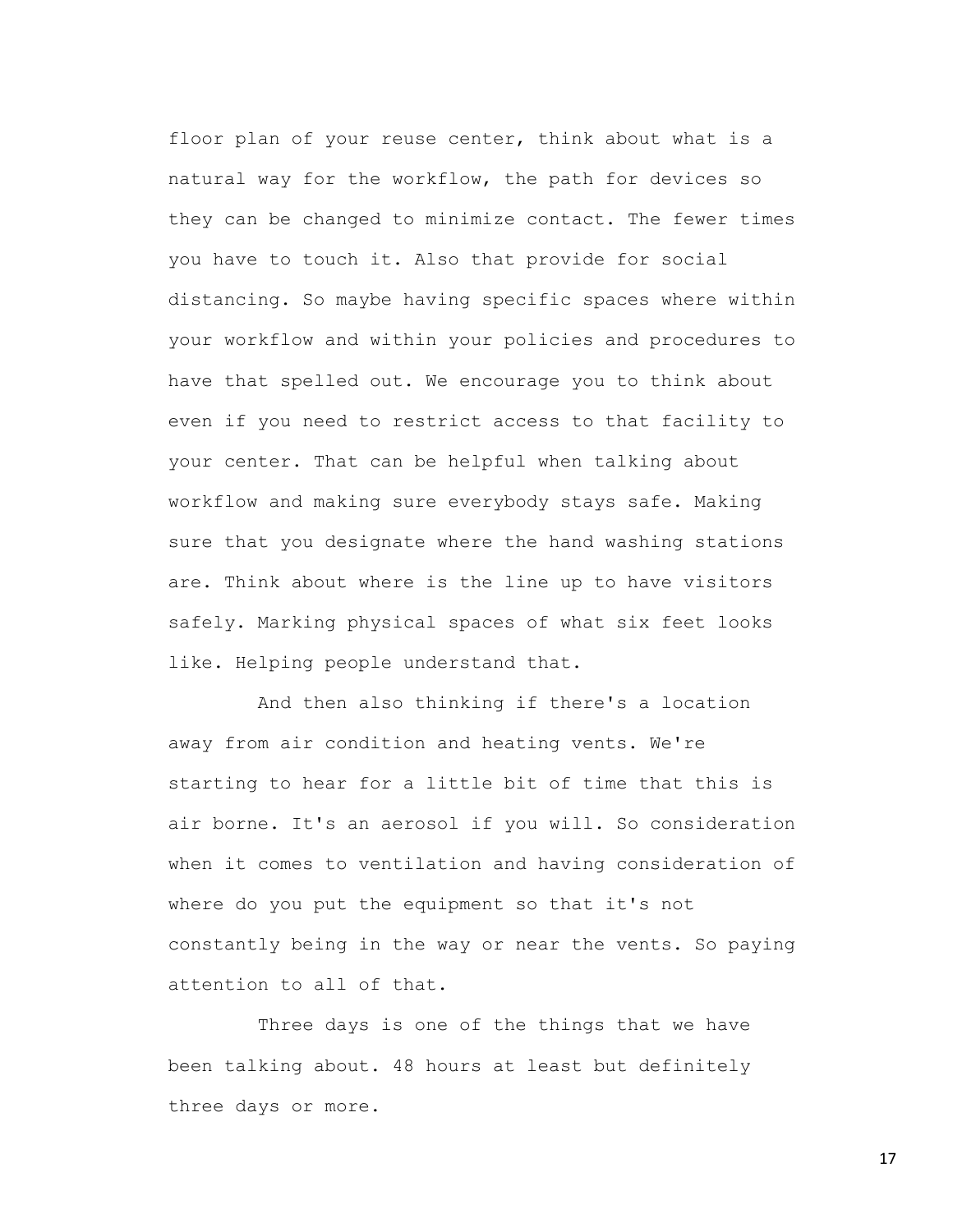floor plan of your reuse center, think about what is a natural way for the workflow, the path for devices so they can be changed to minimize contact. The fewer times you have to touch it. Also that provide for social distancing. So maybe having specific spaces where within your workflow and within your policies and procedures to have that spelled out. We encourage you to think about even if you need to restrict access to that facility to your center. That can be helpful when talking about workflow and making sure everybody stays safe. Making sure that you designate where the hand washing stations are. Think about where is the line up to have visitors safely. Marking physical spaces of what six feet looks like. Helping people understand that.

And then also thinking if there's a location away from air condition and heating vents. We're starting to hear for a little bit of time that this is air borne. It's an aerosol if you will. So consideration when it comes to ventilation and having consideration of where do you put the equipment so that it's not constantly being in the way or near the vents. So paying attention to all of that.

Three days is one of the things that we have been talking about. 48 hours at least but definitely three days or more.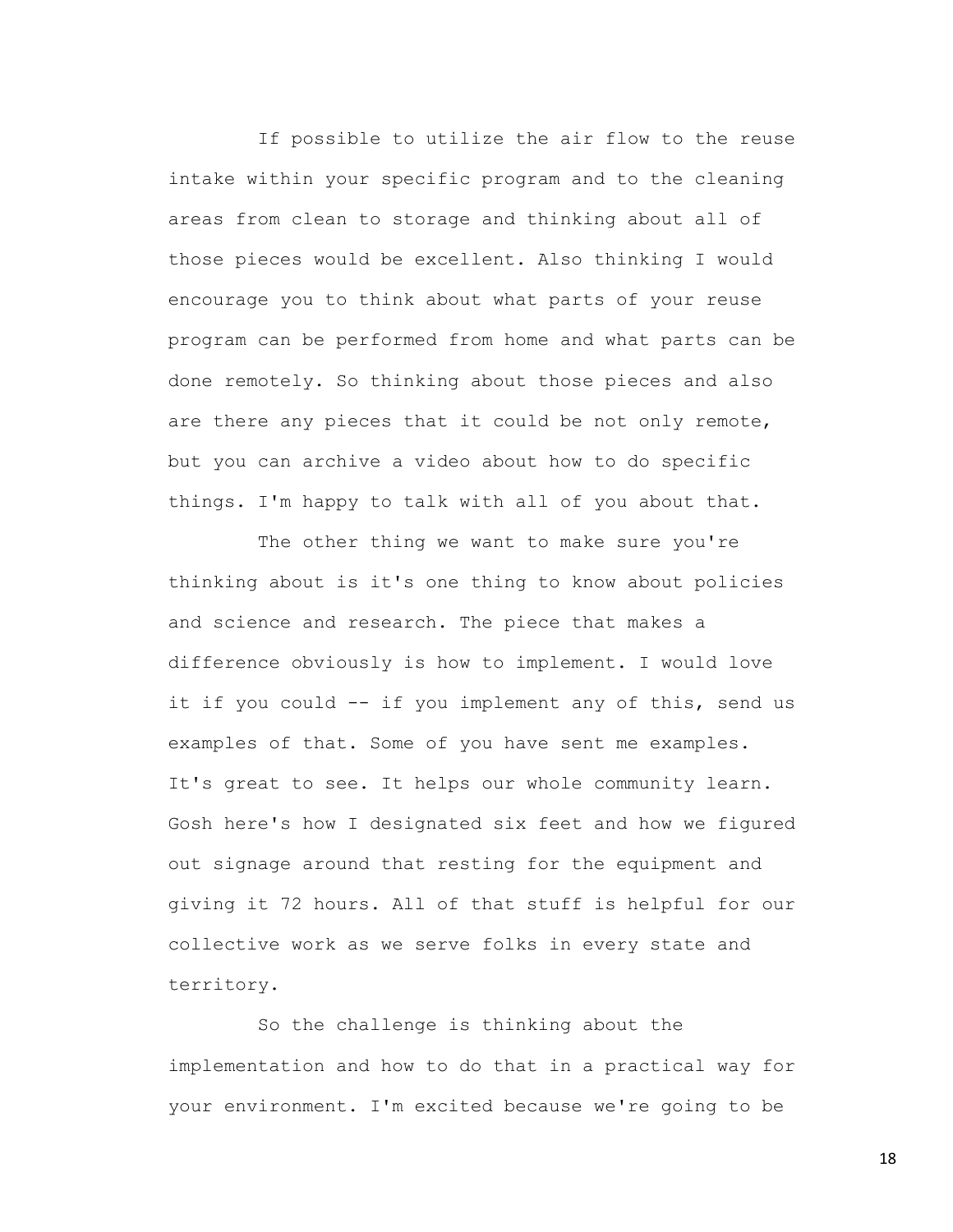If possible to utilize the air flow to the reuse intake within your specific program and to the cleaning areas from clean to storage and thinking about all of those pieces would be excellent. Also thinking I would encourage you to think about what parts of your reuse program can be performed from home and what parts can be done remotely. So thinking about those pieces and also are there any pieces that it could be not only remote, but you can archive a video about how to do specific things. I'm happy to talk with all of you about that.

The other thing we want to make sure you're thinking about is it's one thing to know about policies and science and research. The piece that makes a difference obviously is how to implement. I would love it if you could -- if you implement any of this, send us examples of that. Some of you have sent me examples. It's great to see. It helps our whole community learn. Gosh here's how I designated six feet and how we figured out signage around that resting for the equipment and giving it 72 hours. All of that stuff is helpful for our collective work as we serve folks in every state and territory.

So the challenge is thinking about the implementation and how to do that in a practical way for your environment. I'm excited because we're going to be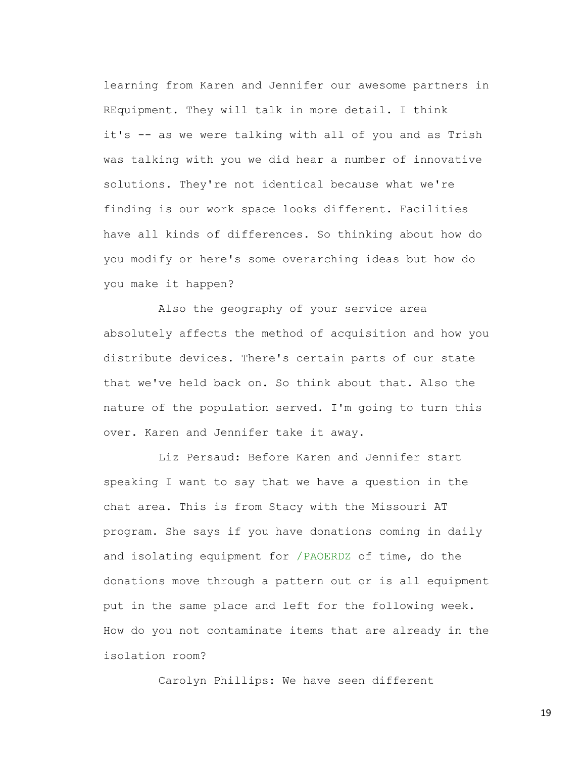learning from Karen and Jennifer our awesome partners in REquipment. They will talk in more detail. I think it's -- as we were talking with all of you and as Trish was talking with you we did hear a number of innovative solutions. They're not identical because what we're finding is our work space looks different. Facilities have all kinds of differences. So thinking about how do you modify or here's some overarching ideas but how do you make it happen?

Also the geography of your service area absolutely affects the method of acquisition and how you distribute devices. There's certain parts of our state that we've held back on. So think about that. Also the nature of the population served. I'm going to turn this over. Karen and Jennifer take it away.

Liz Persaud: Before Karen and Jennifer start speaking I want to say that we have a question in the chat area. This is from Stacy with the Missouri AT program. She says if you have donations coming in daily and isolating equipment for /PAOERDZ of time, do the donations move through a pattern out or is all equipment put in the same place and left for the following week. How do you not contaminate items that are already in the isolation room?

Carolyn Phillips: We have seen different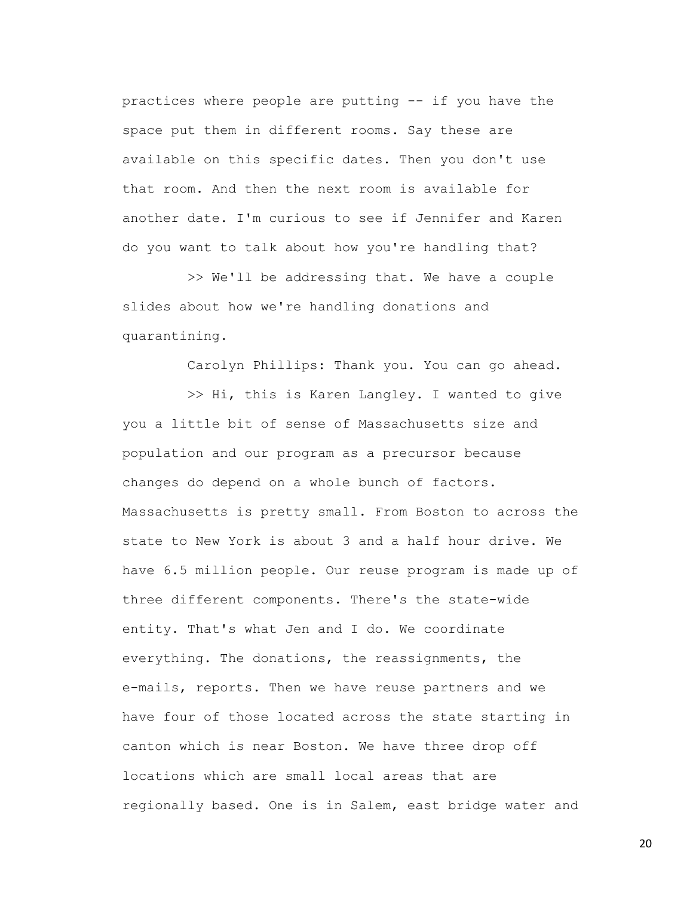practices where people are putting -- if you have the space put them in different rooms. Say these are available on this specific dates. Then you don't use that room. And then the next room is available for another date. I'm curious to see if Jennifer and Karen do you want to talk about how you're handling that?

>> We'll be addressing that. We have a couple slides about how we're handling donations and quarantining.

Carolyn Phillips: Thank you. You can go ahead.

>> Hi, this is Karen Langley. I wanted to give you a little bit of sense of Massachusetts size and population and our program as a precursor because changes do depend on a whole bunch of factors. Massachusetts is pretty small. From Boston to across the state to New York is about 3 and a half hour drive. We have 6.5 million people. Our reuse program is made up of three different components. There's the state-wide entity. That's what Jen and I do. We coordinate everything. The donations, the reassignments, the e-mails, reports. Then we have reuse partners and we have four of those located across the state starting in canton which is near Boston. We have three drop off locations which are small local areas that are regionally based. One is in Salem, east bridge water and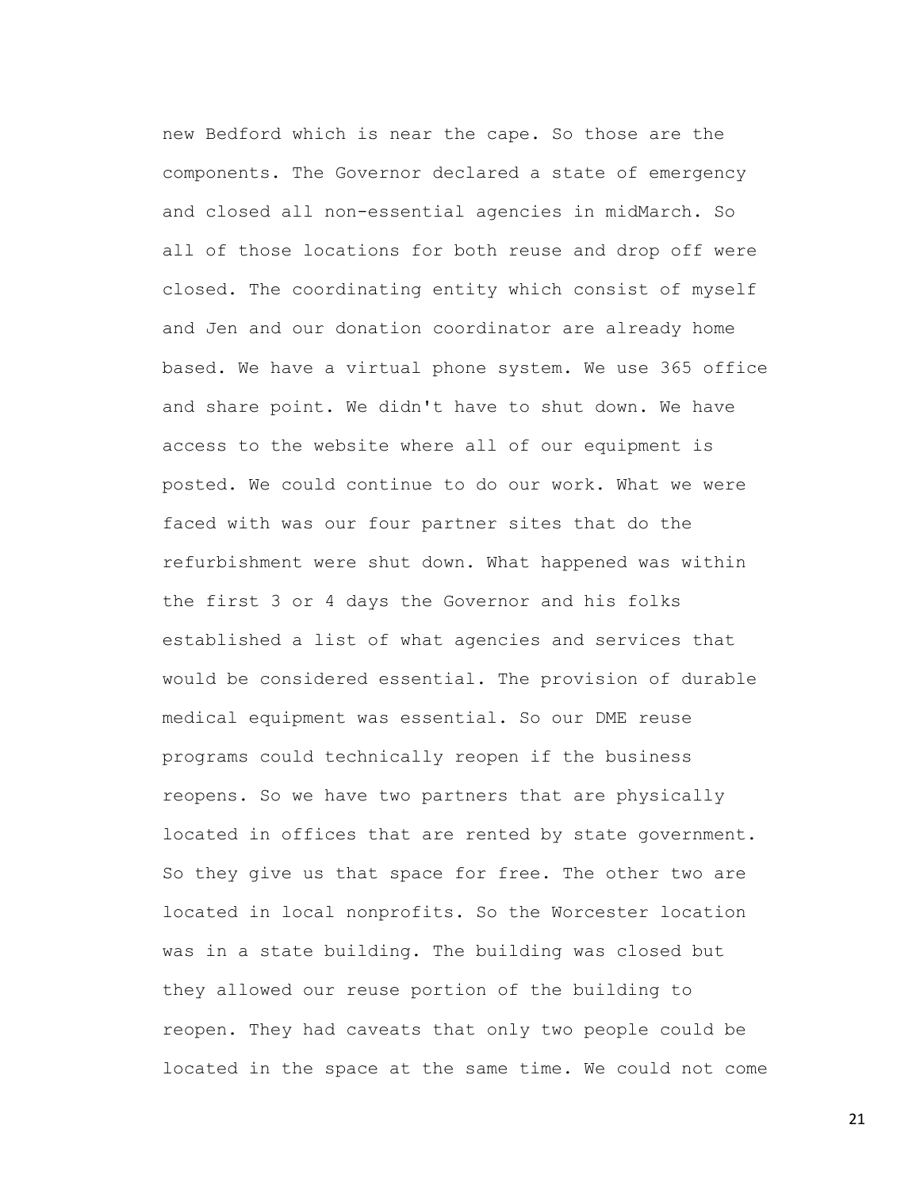new Bedford which is near the cape. So those are the components. The Governor declared a state of emergency and closed all non-essential agencies in midMarch. So all of those locations for both reuse and drop off were closed. The coordinating entity which consist of myself and Jen and our donation coordinator are already home based. We have a virtual phone system. We use 365 office and share point. We didn't have to shut down. We have access to the website where all of our equipment is posted. We could continue to do our work. What we were faced with was our four partner sites that do the refurbishment were shut down. What happened was within the first 3 or 4 days the Governor and his folks established a list of what agencies and services that would be considered essential. The provision of durable medical equipment was essential. So our DME reuse programs could technically reopen if the business reopens. So we have two partners that are physically located in offices that are rented by state government. So they give us that space for free. The other two are located in local nonprofits. So the Worcester location was in a state building. The building was closed but they allowed our reuse portion of the building to reopen. They had caveats that only two people could be located in the space at the same time. We could not come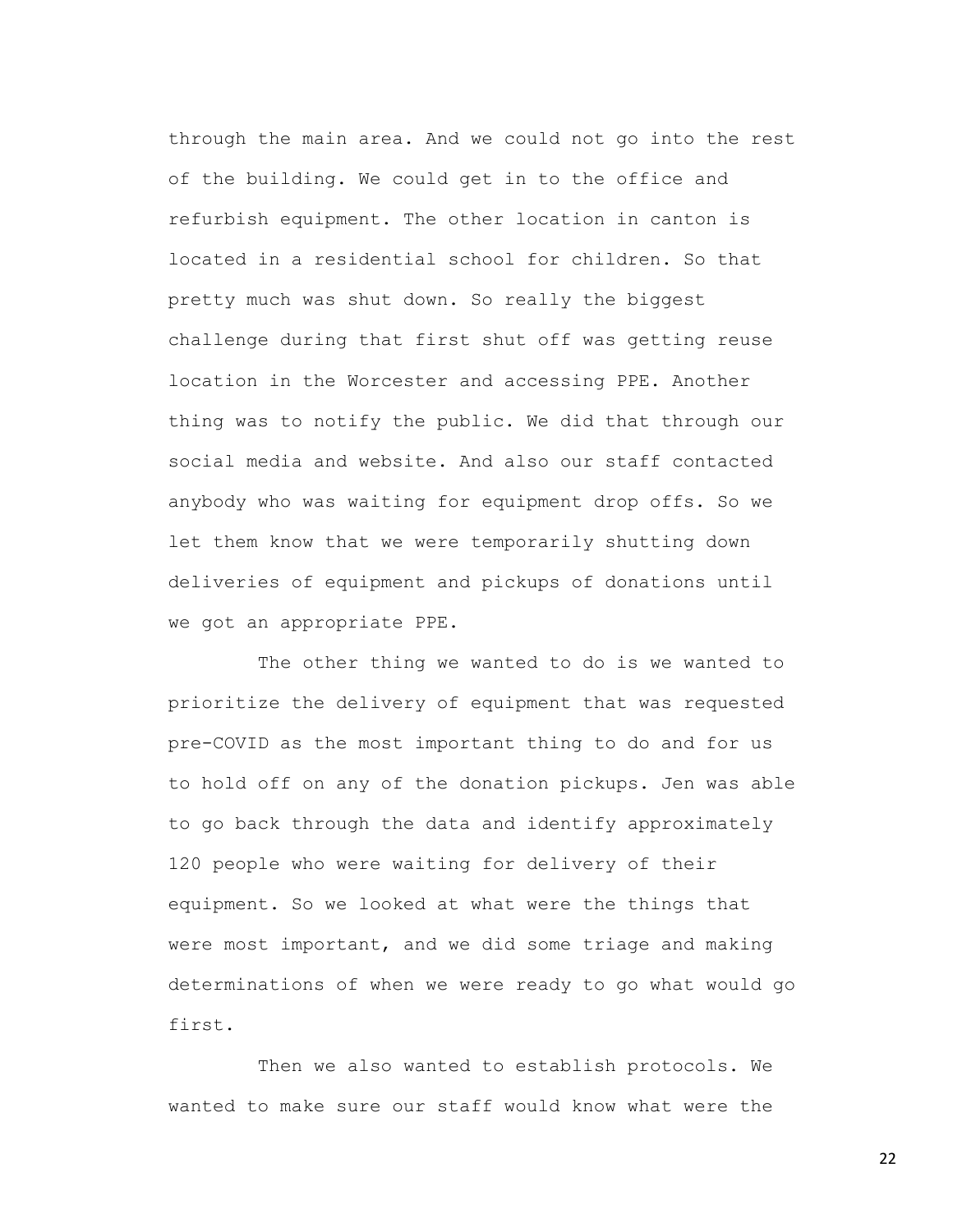through the main area. And we could not go into the rest of the building. We could get in to the office and refurbish equipment. The other location in canton is located in a residential school for children. So that pretty much was shut down. So really the biggest challenge during that first shut off was getting reuse location in the Worcester and accessing PPE. Another thing was to notify the public. We did that through our social media and website. And also our staff contacted anybody who was waiting for equipment drop offs. So we let them know that we were temporarily shutting down deliveries of equipment and pickups of donations until we got an appropriate PPE.

The other thing we wanted to do is we wanted to prioritize the delivery of equipment that was requested pre-COVID as the most important thing to do and for us to hold off on any of the donation pickups. Jen was able to go back through the data and identify approximately 120 people who were waiting for delivery of their equipment. So we looked at what were the things that were most important, and we did some triage and making determinations of when we were ready to go what would go first.

Then we also wanted to establish protocols. We wanted to make sure our staff would know what were the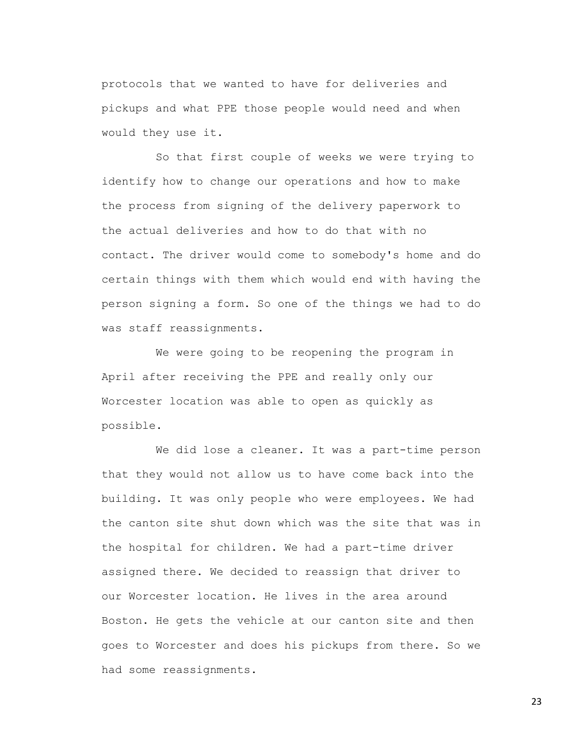protocols that we wanted to have for deliveries and pickups and what PPE those people would need and when would they use it.

So that first couple of weeks we were trying to identify how to change our operations and how to make the process from signing of the delivery paperwork to the actual deliveries and how to do that with no contact. The driver would come to somebody's home and do certain things with them which would end with having the person signing a form. So one of the things we had to do was staff reassignments.

We were going to be reopening the program in April after receiving the PPE and really only our Worcester location was able to open as quickly as possible.

We did lose a cleaner. It was a part-time person that they would not allow us to have come back into the building. It was only people who were employees. We had the canton site shut down which was the site that was in the hospital for children. We had a part-time driver assigned there. We decided to reassign that driver to our Worcester location. He lives in the area around Boston. He gets the vehicle at our canton site and then goes to Worcester and does his pickups from there. So we had some reassignments.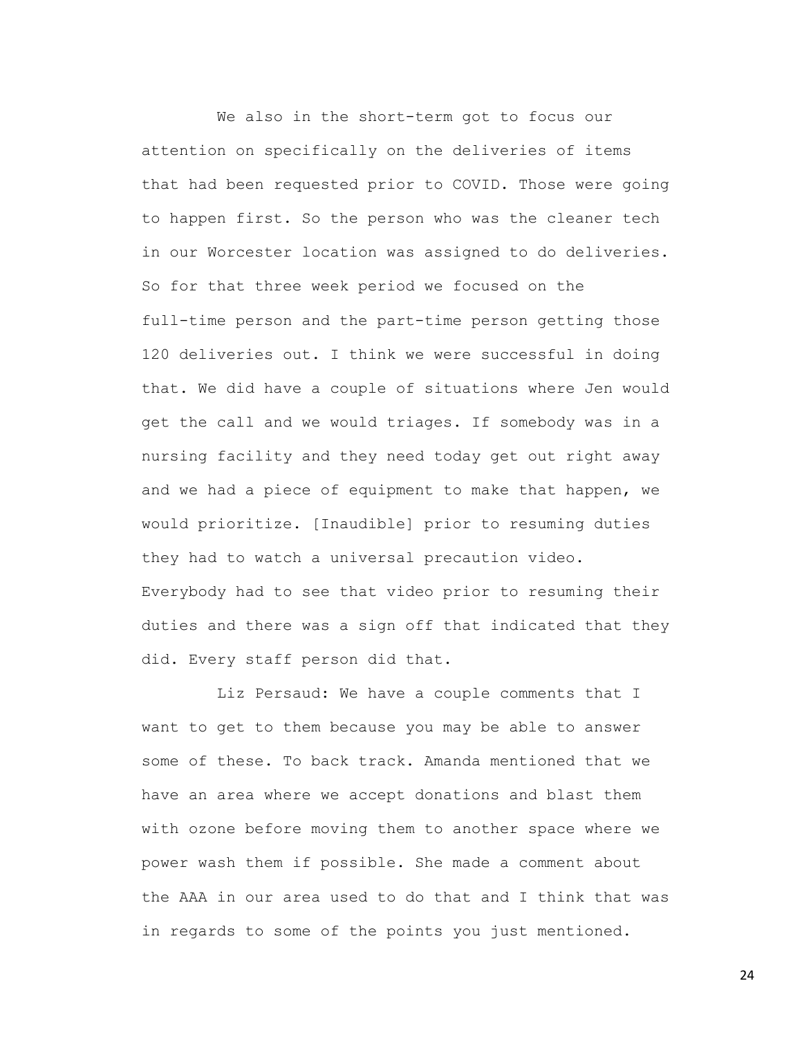We also in the short-term got to focus our attention on specifically on the deliveries of items that had been requested prior to COVID. Those were going to happen first. So the person who was the cleaner tech in our Worcester location was assigned to do deliveries. So for that three week period we focused on the full-time person and the part-time person getting those 120 deliveries out. I think we were successful in doing that. We did have a couple of situations where Jen would get the call and we would triages. If somebody was in a nursing facility and they need today get out right away and we had a piece of equipment to make that happen, we would prioritize. [Inaudible] prior to resuming duties they had to watch a universal precaution video. Everybody had to see that video prior to resuming their duties and there was a sign off that indicated that they did. Every staff person did that.

Liz Persaud: We have a couple comments that I want to get to them because you may be able to answer some of these. To back track. Amanda mentioned that we have an area where we accept donations and blast them with ozone before moving them to another space where we power wash them if possible. She made a comment about the AAA in our area used to do that and I think that was in regards to some of the points you just mentioned.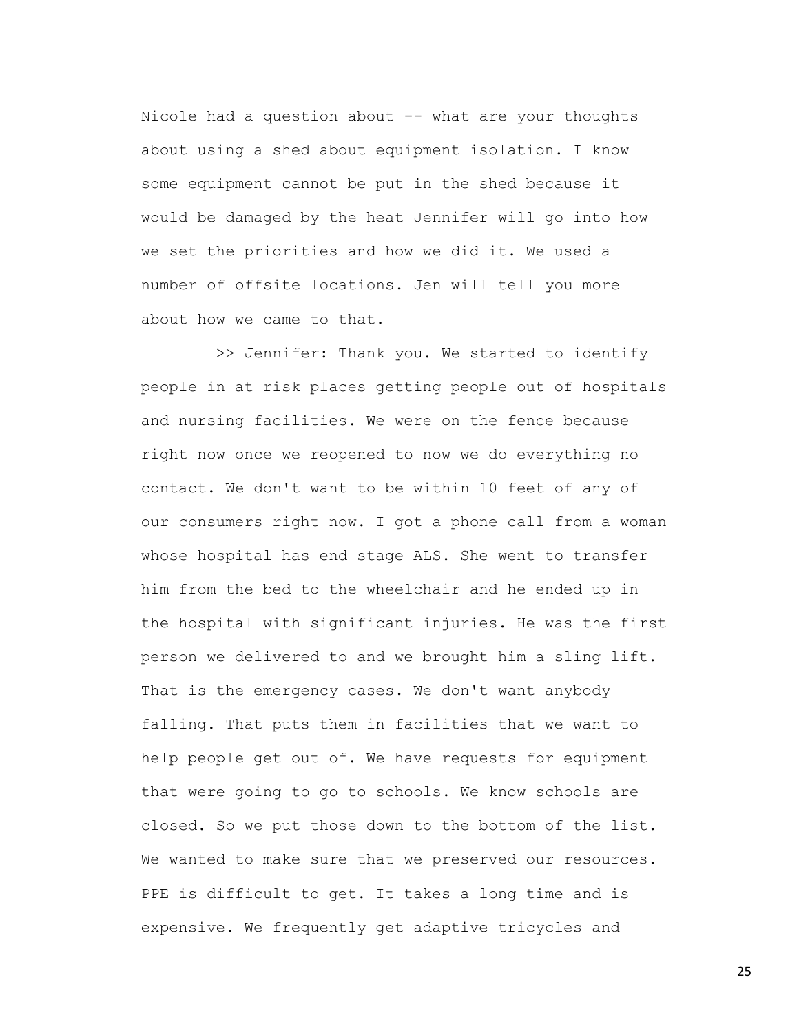Nicole had a question about -- what are your thoughts about using a shed about equipment isolation. I know some equipment cannot be put in the shed because it would be damaged by the heat Jennifer will go into how we set the priorities and how we did it. We used a number of offsite locations. Jen will tell you more about how we came to that.

>> Jennifer: Thank you. We started to identify people in at risk places getting people out of hospitals and nursing facilities. We were on the fence because right now once we reopened to now we do everything no contact. We don't want to be within 10 feet of any of our consumers right now. I got a phone call from a woman whose hospital has end stage ALS. She went to transfer him from the bed to the wheelchair and he ended up in the hospital with significant injuries. He was the first person we delivered to and we brought him a sling lift. That is the emergency cases. We don't want anybody falling. That puts them in facilities that we want to help people get out of. We have requests for equipment that were going to go to schools. We know schools are closed. So we put those down to the bottom of the list. We wanted to make sure that we preserved our resources. PPE is difficult to get. It takes a long time and is expensive. We frequently get adaptive tricycles and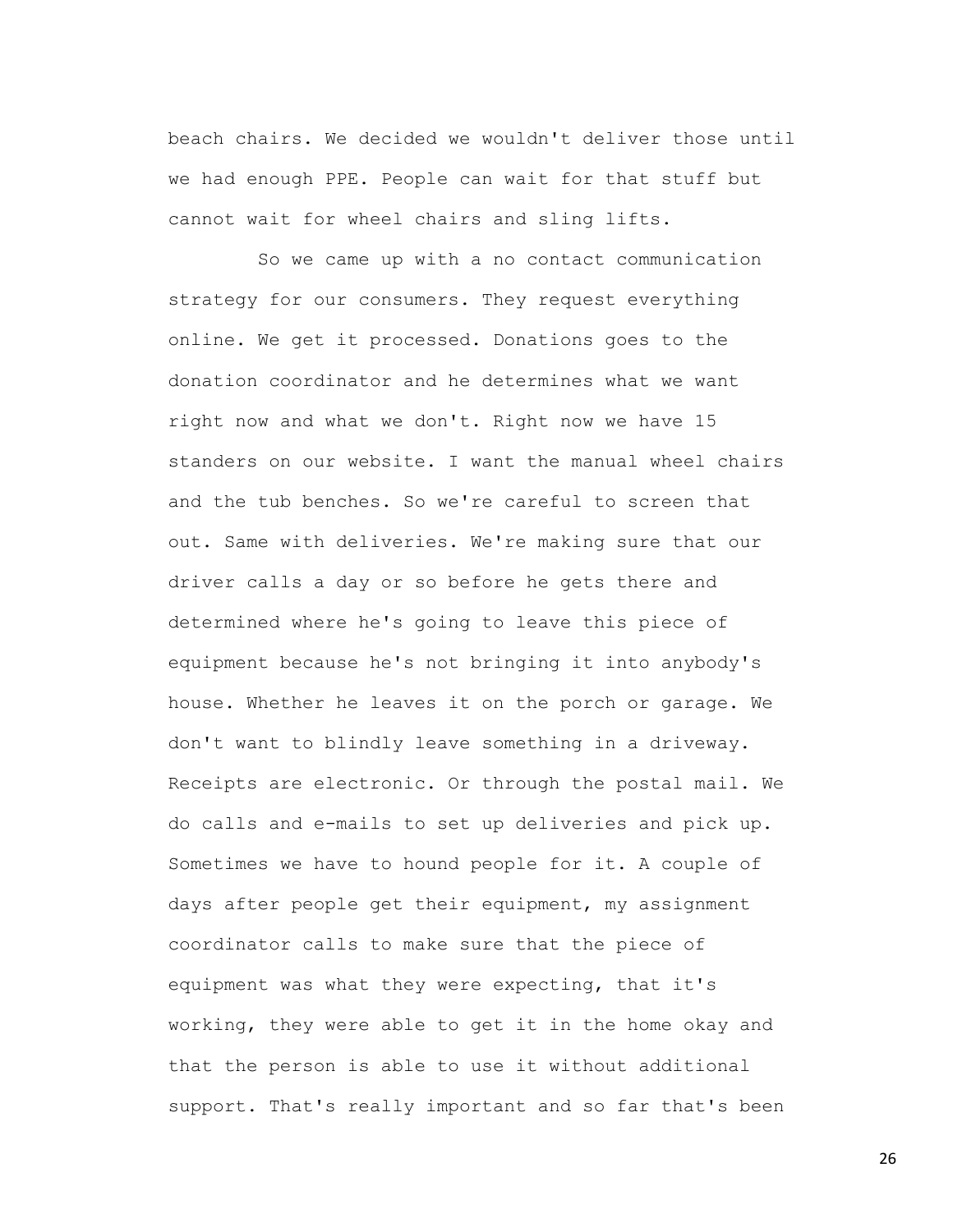beach chairs. We decided we wouldn't deliver those until we had enough PPE. People can wait for that stuff but cannot wait for wheel chairs and sling lifts.

So we came up with a no contact communication strategy for our consumers. They request everything online. We get it processed. Donations goes to the donation coordinator and he determines what we want right now and what we don't. Right now we have 15 standers on our website. I want the manual wheel chairs and the tub benches. So we're careful to screen that out. Same with deliveries. We're making sure that our driver calls a day or so before he gets there and determined where he's going to leave this piece of equipment because he's not bringing it into anybody's house. Whether he leaves it on the porch or garage. We don't want to blindly leave something in a driveway. Receipts are electronic. Or through the postal mail. We do calls and e-mails to set up deliveries and pick up. Sometimes we have to hound people for it. A couple of days after people get their equipment, my assignment coordinator calls to make sure that the piece of equipment was what they were expecting, that it's working, they were able to get it in the home okay and that the person is able to use it without additional support. That's really important and so far that's been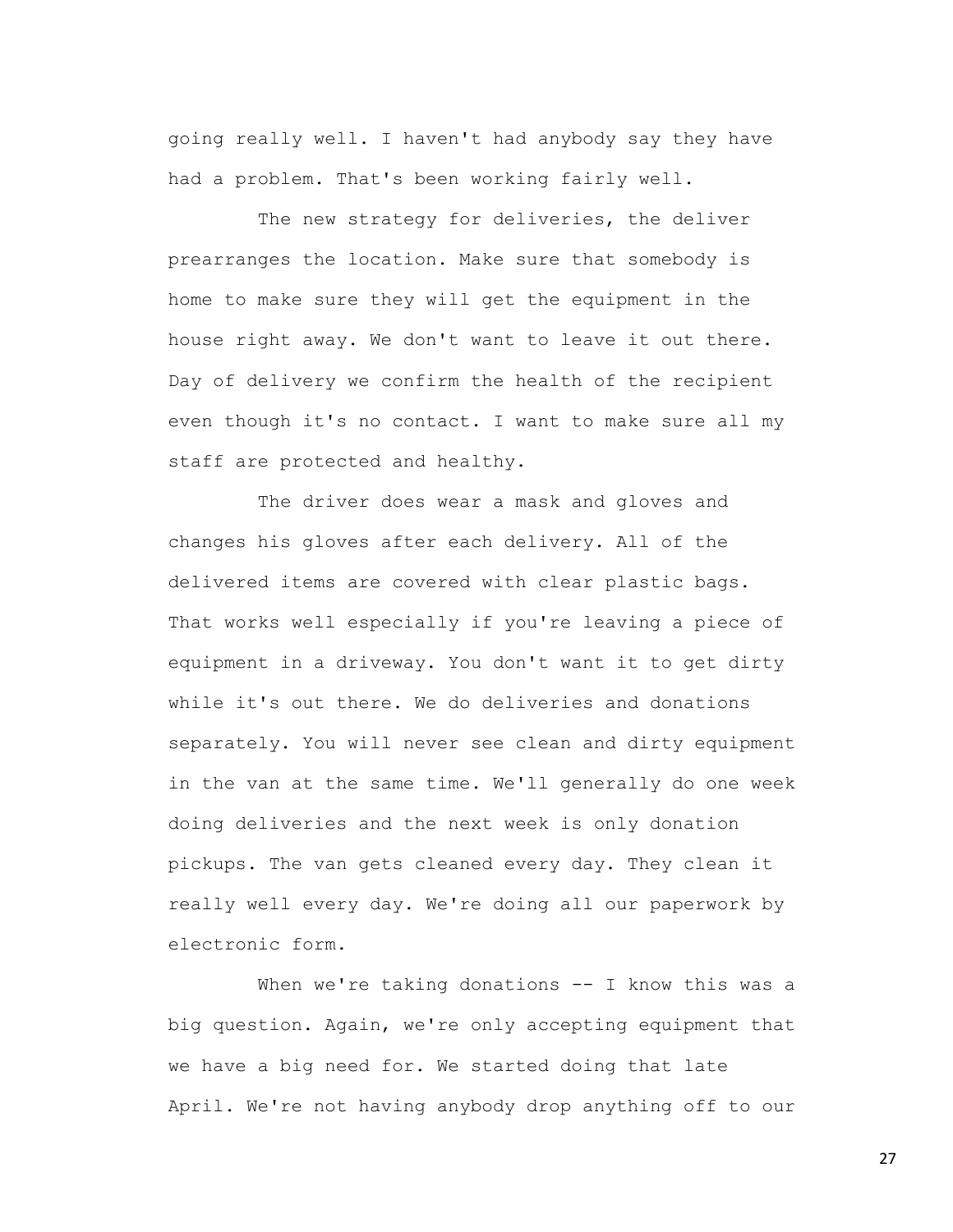going really well. I haven't had anybody say they have had a problem. That's been working fairly well.

The new strategy for deliveries, the deliver prearranges the location. Make sure that somebody is home to make sure they will get the equipment in the house right away. We don't want to leave it out there. Day of delivery we confirm the health of the recipient even though it's no contact. I want to make sure all my staff are protected and healthy.

The driver does wear a mask and gloves and changes his gloves after each delivery. All of the delivered items are covered with clear plastic bags. That works well especially if you're leaving a piece of equipment in a driveway. You don't want it to get dirty while it's out there. We do deliveries and donations separately. You will never see clean and dirty equipment in the van at the same time. We'll generally do one week doing deliveries and the next week is only donation pickups. The van gets cleaned every day. They clean it really well every day. We're doing all our paperwork by electronic form.

When we're taking donations -- I know this was a big question. Again, we're only accepting equipment that we have a big need for. We started doing that late April. We're not having anybody drop anything off to our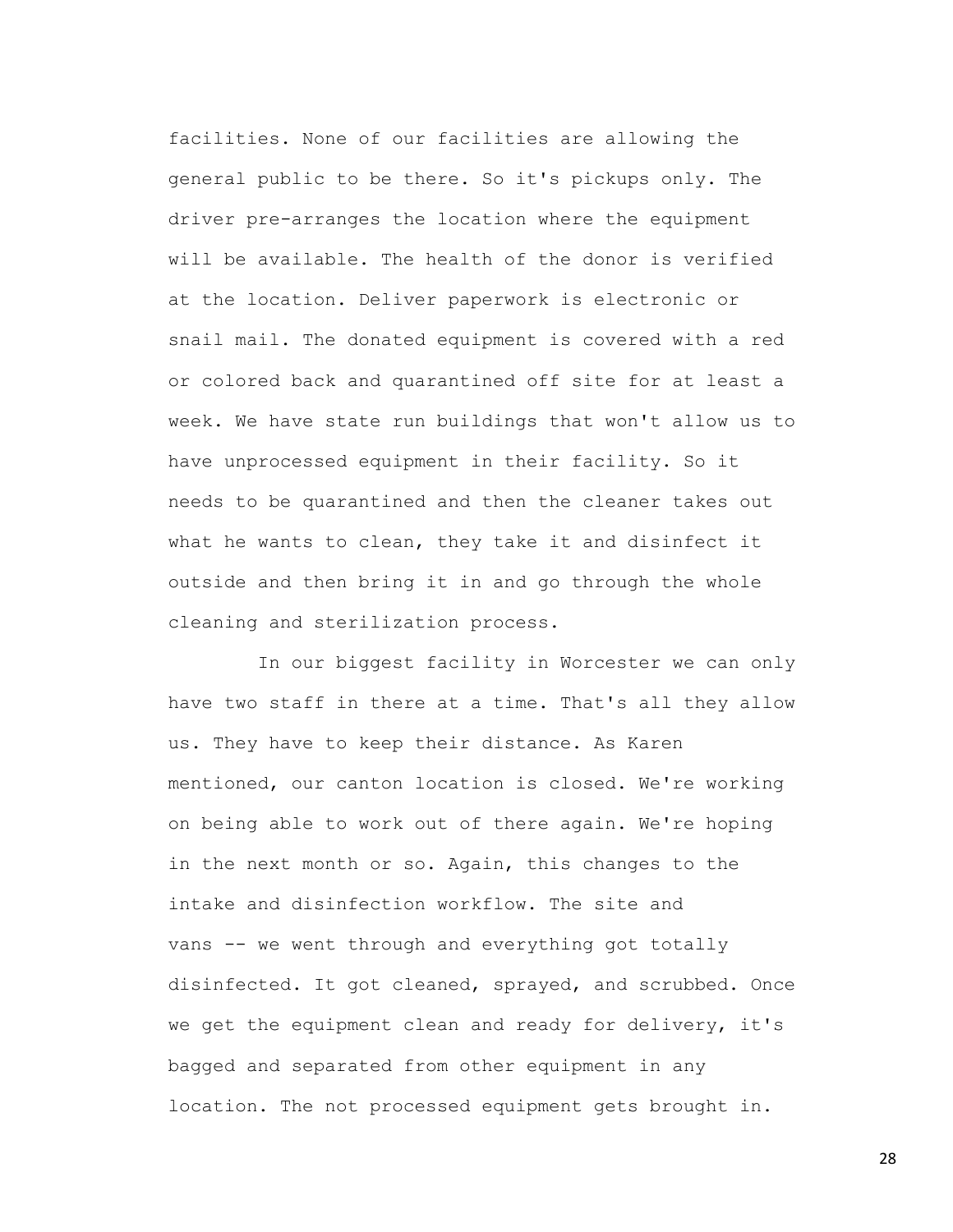facilities. None of our facilities are allowing the general public to be there. So it's pickups only. The driver pre-arranges the location where the equipment will be available. The health of the donor is verified at the location. Deliver paperwork is electronic or snail mail. The donated equipment is covered with a red or colored back and quarantined off site for at least a week. We have state run buildings that won't allow us to have unprocessed equipment in their facility. So it needs to be quarantined and then the cleaner takes out what he wants to clean, they take it and disinfect it outside and then bring it in and go through the whole cleaning and sterilization process.

In our biggest facility in Worcester we can only have two staff in there at a time. That's all they allow us. They have to keep their distance. As Karen mentioned, our canton location is closed. We're working on being able to work out of there again. We're hoping in the next month or so. Again, this changes to the intake and disinfection workflow. The site and vans -- we went through and everything got totally disinfected. It got cleaned, sprayed, and scrubbed. Once we get the equipment clean and ready for delivery, it's bagged and separated from other equipment in any location. The not processed equipment gets brought in.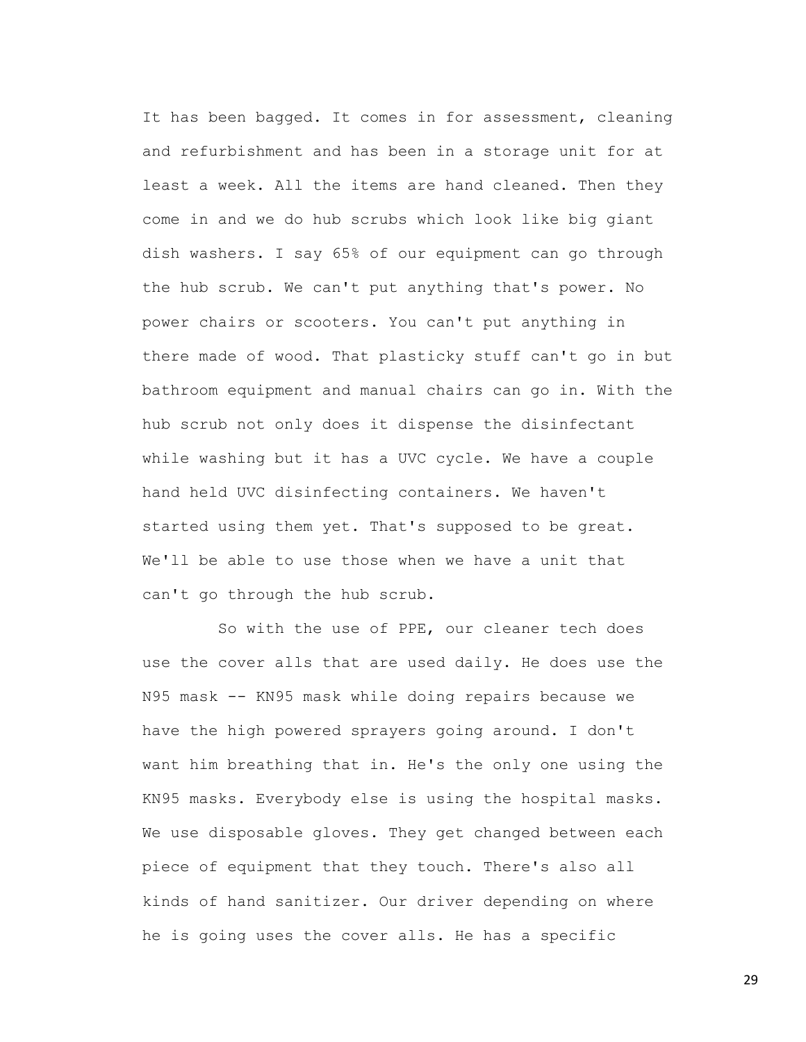It has been bagged. It comes in for assessment, cleaning and refurbishment and has been in a storage unit for at least a week. All the items are hand cleaned. Then they come in and we do hub scrubs which look like big giant dish washers. I say 65% of our equipment can go through the hub scrub. We can't put anything that's power. No power chairs or scooters. You can't put anything in there made of wood. That plasticky stuff can't go in but bathroom equipment and manual chairs can go in. With the hub scrub not only does it dispense the disinfectant while washing but it has a UVC cycle. We have a couple hand held UVC disinfecting containers. We haven't started using them yet. That's supposed to be great. We'll be able to use those when we have a unit that can't go through the hub scrub.

So with the use of PPE, our cleaner tech does use the cover alls that are used daily. He does use the N95 mask -- KN95 mask while doing repairs because we have the high powered sprayers going around. I don't want him breathing that in. He's the only one using the KN95 masks. Everybody else is using the hospital masks. We use disposable gloves. They get changed between each piece of equipment that they touch. There's also all kinds of hand sanitizer. Our driver depending on where he is going uses the cover alls. He has a specific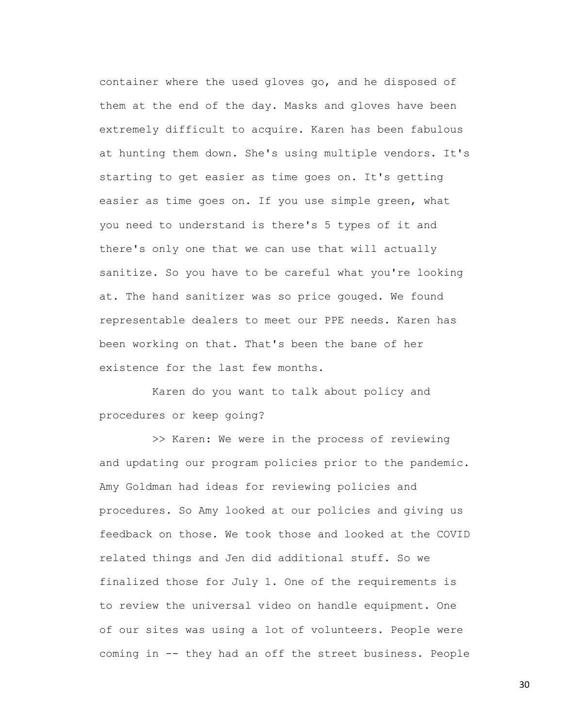container where the used gloves go, and he disposed of them at the end of the day. Masks and gloves have been extremely difficult to acquire. Karen has been fabulous at hunting them down. She's using multiple vendors. It's starting to get easier as time goes on. It's getting easier as time goes on. If you use simple green, what you need to understand is there's 5 types of it and there's only one that we can use that will actually sanitize. So you have to be careful what you're looking at. The hand sanitizer was so price gouged. We found representable dealers to meet our PPE needs. Karen has been working on that. That's been the bane of her existence for the last few months.

Karen do you want to talk about policy and procedures or keep going?

>> Karen: We were in the process of reviewing and updating our program policies prior to the pandemic. Amy Goldman had ideas for reviewing policies and procedures. So Amy looked at our policies and giving us feedback on those. We took those and looked at the COVID related things and Jen did additional stuff. So we finalized those for July 1. One of the requirements is to review the universal video on handle equipment. One of our sites was using a lot of volunteers. People were coming in -- they had an off the street business. People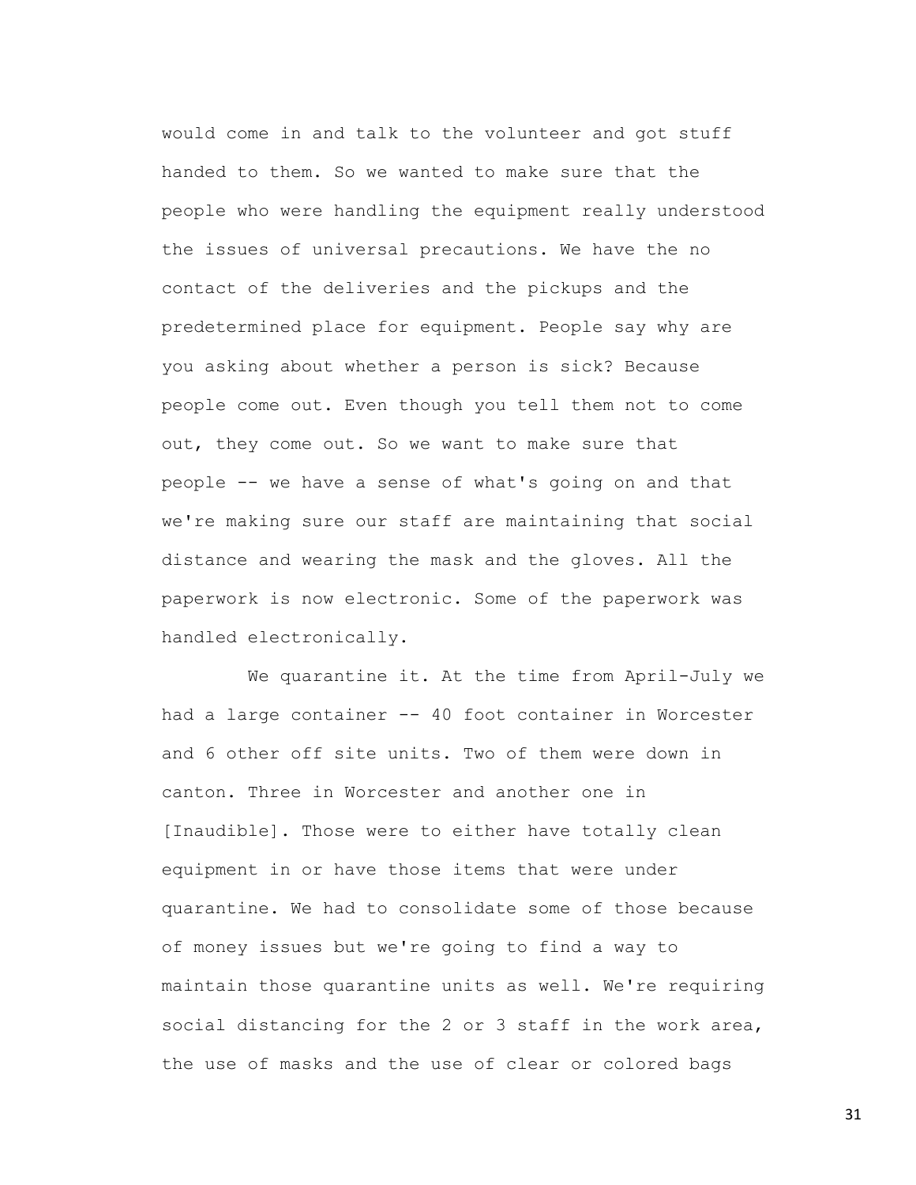would come in and talk to the volunteer and got stuff handed to them. So we wanted to make sure that the people who were handling the equipment really understood the issues of universal precautions. We have the no contact of the deliveries and the pickups and the predetermined place for equipment. People say why are you asking about whether a person is sick? Because people come out. Even though you tell them not to come out, they come out. So we want to make sure that people -- we have a sense of what's going on and that we're making sure our staff are maintaining that social distance and wearing the mask and the gloves. All the paperwork is now electronic. Some of the paperwork was handled electronically.

We quarantine it. At the time from April-July we had a large container -- 40 foot container in Worcester and 6 other off site units. Two of them were down in canton. Three in Worcester and another one in [Inaudible]. Those were to either have totally clean equipment in or have those items that were under quarantine. We had to consolidate some of those because of money issues but we're going to find a way to maintain those quarantine units as well. We're requiring social distancing for the 2 or 3 staff in the work area, the use of masks and the use of clear or colored bags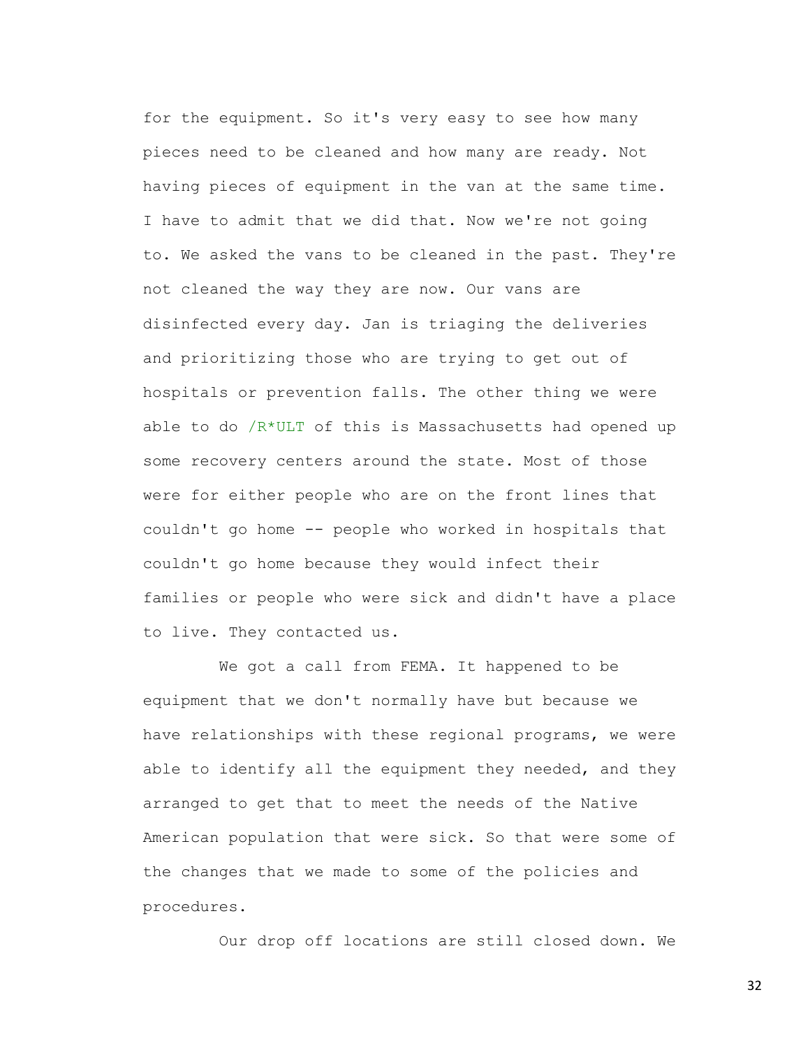for the equipment. So it's very easy to see how many pieces need to be cleaned and how many are ready. Not having pieces of equipment in the van at the same time. I have to admit that we did that. Now we're not going to. We asked the vans to be cleaned in the past. They're not cleaned the way they are now. Our vans are disinfected every day. Jan is triaging the deliveries and prioritizing those who are trying to get out of hospitals or prevention falls. The other thing we were able to do /R*ULT of this is Massachusetts had opened up some recovery centers around the state. Most of those were for either people who are on the front lines that couldn't go home -- people who worked in hospitals that couldn't go home because they would infect their families or people who were sick and didn't have a place to live. They contacted us.

We got a call from FEMA. It happened to be equipment that we don't normally have but because we have relationships with these regional programs, we were able to identify all the equipment they needed, and they arranged to get that to meet the needs of the Native American population that were sick. So that were some of the changes that we made to some of the policies and procedures.

Our drop off locations are still closed down. We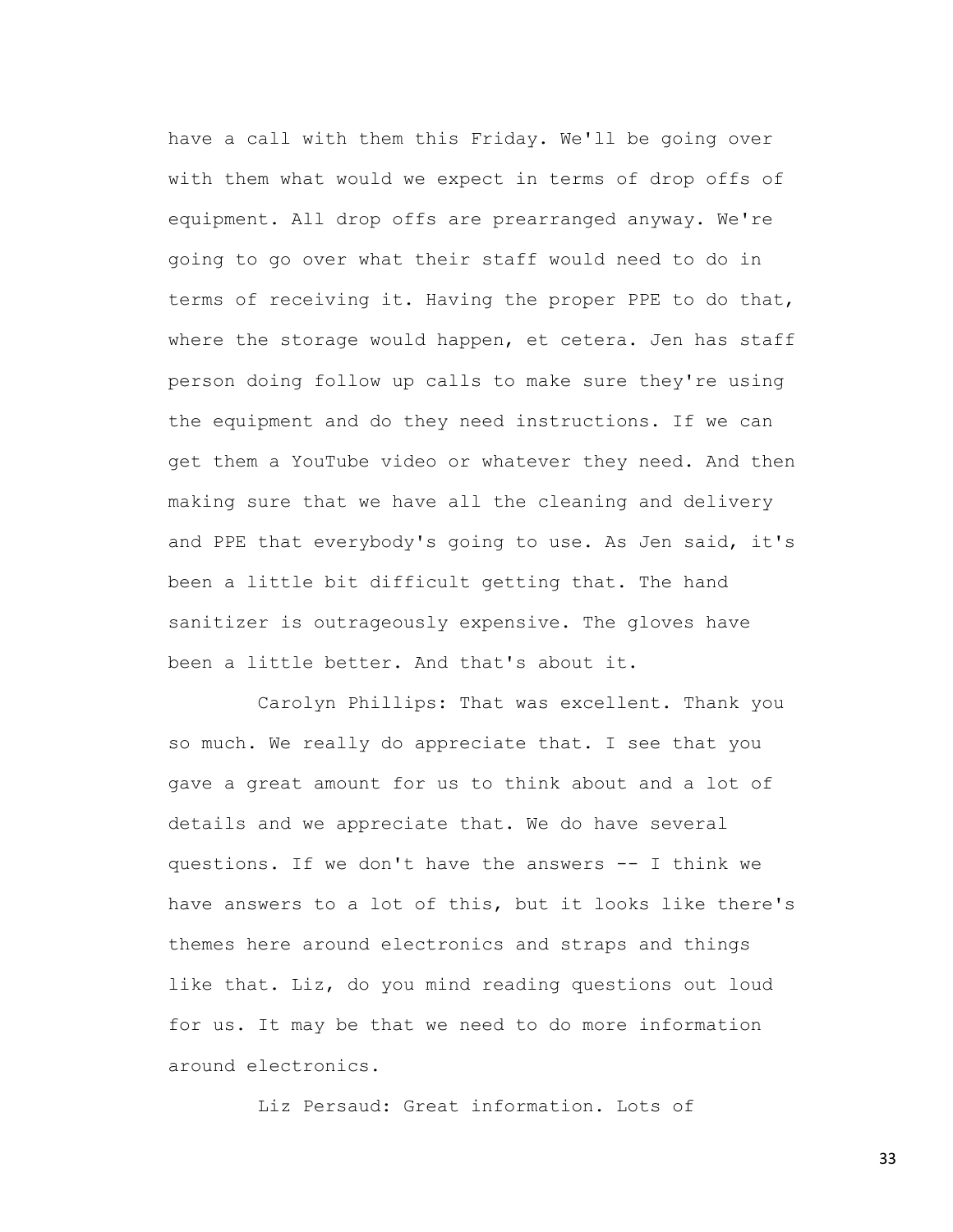have a call with them this Friday. We'll be going over with them what would we expect in terms of drop offs of equipment. All drop offs are prearranged anyway. We're going to go over what their staff would need to do in terms of receiving it. Having the proper PPE to do that, where the storage would happen, et cetera. Jen has staff person doing follow up calls to make sure they're using the equipment and do they need instructions. If we can get them a YouTube video or whatever they need. And then making sure that we have all the cleaning and delivery and PPE that everybody's going to use. As Jen said, it's been a little bit difficult getting that. The hand sanitizer is outrageously expensive. The gloves have been a little better. And that's about it.

Carolyn Phillips: That was excellent. Thank you so much. We really do appreciate that. I see that you gave a great amount for us to think about and a lot of details and we appreciate that. We do have several questions. If we don't have the answers -- I think we have answers to a lot of this, but it looks like there's themes here around electronics and straps and things like that. Liz, do you mind reading questions out loud for us. It may be that we need to do more information around electronics.

Liz Persaud: Great information. Lots of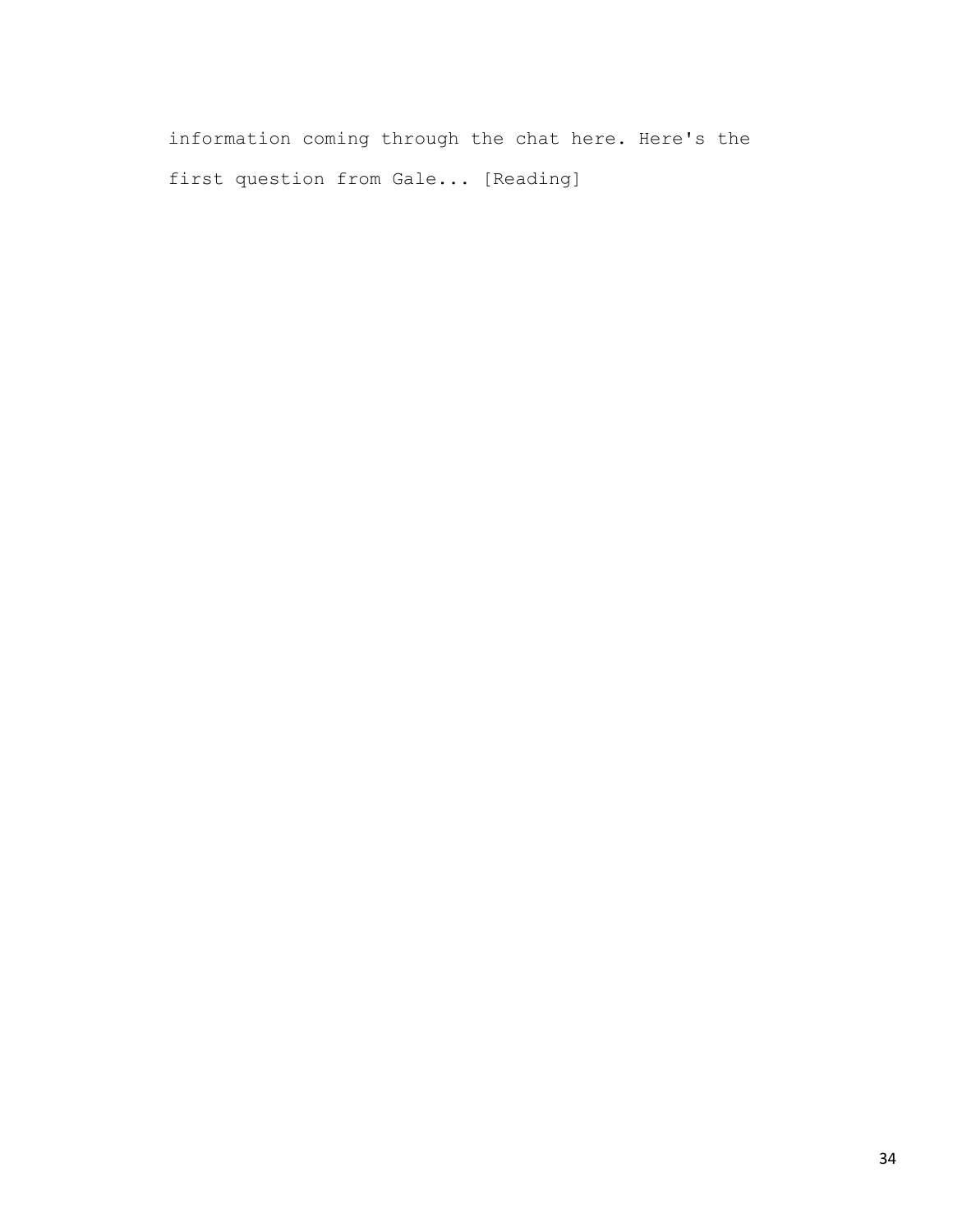information coming through the chat here. Here's the first question from Gale... [Reading]